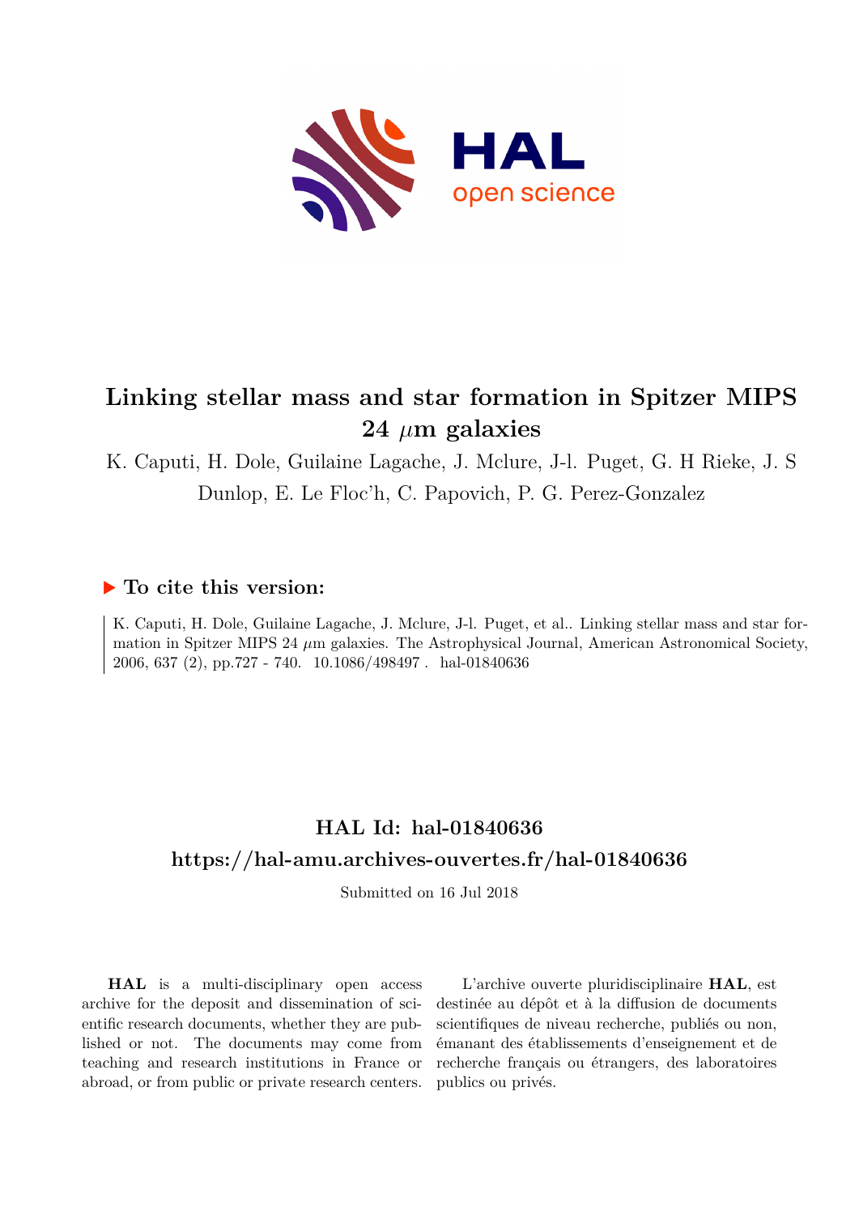# Linking stellar mass and star formation in Spitzer MIPS 24 $\mu$m galaxies

K. Caputi, H. Dole, Guilaine Lagache, J. Mclure, J-l. Puget, G. H Rieke, J. S Dunlop, E. Le Floc'h, C. Papovich, P. G. Perez-Gonzalez

## ▶ To cite this version:

K. Caputi, H. Dole, Guilaine Lagache, J. Mclure, J-l. Puget, et al.. Linking stellar mass and star formation in Spitzer MIPS 24 $\mu$m galaxies. The Astrophysical Journal, American Astronomical Society, 2006, 637 (2), pp.727 - 740. 10.1086/498497. hal-01840636

## HAL Id: hal-01840636

## https://hal-amu.archives-ouvertes.fr/hal-01840636

Submitted on 16 Jul 2018

**HAL** is a multi-disciplinary open access archive for the deposit and dissemination of scientific research documents, whether they are published or not. The documents may come from teaching and research institutions in France or abroad, or from public or private research centers.

L'archive ouverte pluridisciplinaire **HAL**, est destinée au dépôt et à la diffusion de documents scientifiques de niveau recherche, publiés ou non, émanant des établissements d'enseignement et de recherche français ou étrangers, des laboratoires publics ou privés.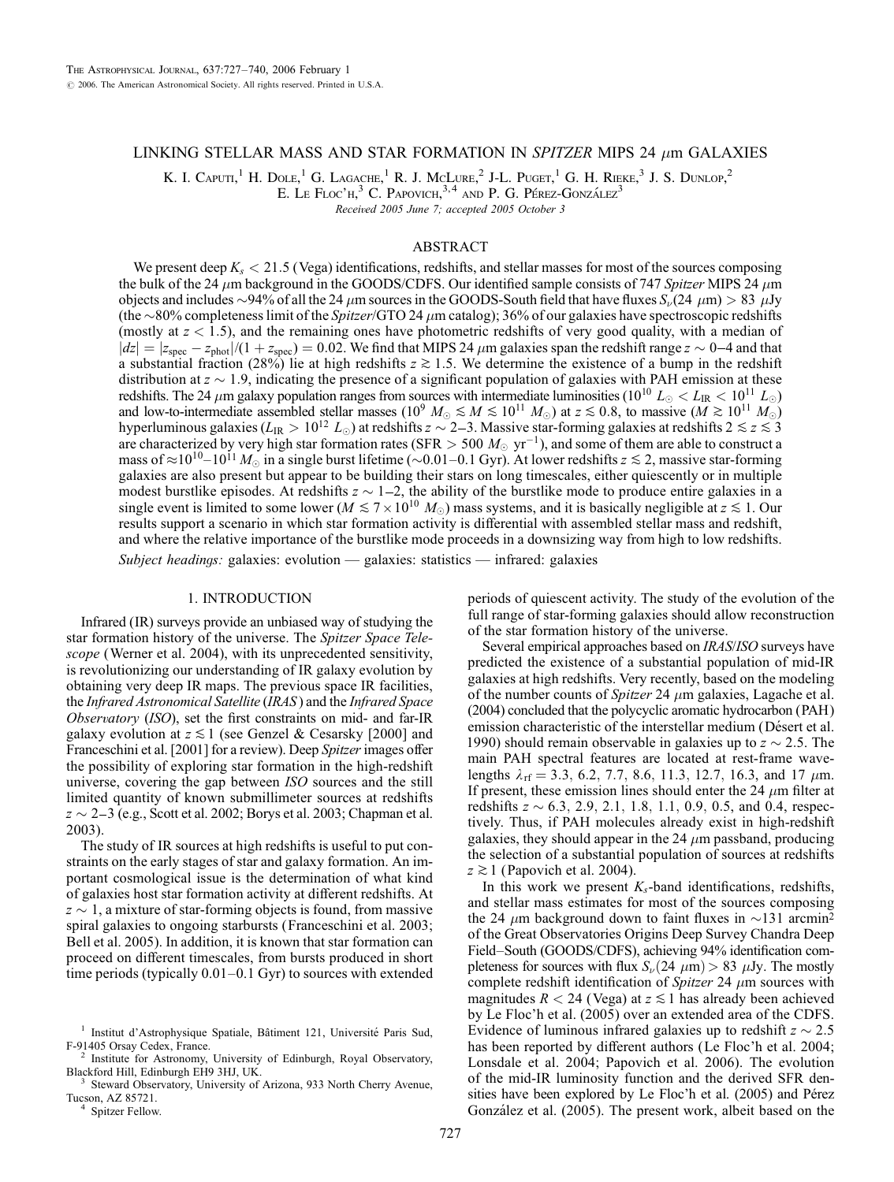# LINKING STELLAR MASS AND STAR FORMATION IN *SPITZER* MIPS 24 $\mu$m GALAXIES

K. I. Caputi,[1] H. Dole,[1] G. Lagache,[1] R. J. McLure,[2] J-L. Puget,[1] G. H. Rieke,[3] J. S. Dunlop,[2] E. Le Floc'h,[3] C. Papovich,[3,4] and P. G. Pérez-González[3]

*Received 2005 June 7; accepted 2005 October 3*

## ABSTRACT

We present deep $K_s < 21.5$ (Vega) identifications, redshifts, and stellar masses for most of the sources composing the bulk of the 24 $\mu$m background in the GOODS/CDFS. Our identified sample consists of 747 *Spitzer* MIPS 24 $\mu$m objects and includes ~94% of all the 24 $\mu$m sources in the GOODS-South field that have fluxes $S_\nu(24\ \mu\mathrm{m}) > 83\ \mu$Jy (the ~80% completeness limit of the *Spitzer*/GTO 24 $\mu$m catalog); 36% of our galaxies have spectroscopic redshifts (mostly at $z < 1.5$), and the remaining ones have photometric redshifts of very good quality, with a median of $|dz| = |z_{\rm spec} - z_{\rm phot}|/(1 + z_{\rm spec}) = 0.02$. We find that MIPS 24 $\mu$m galaxies span the redshift range $z \sim 0$–4 and that a substantial fraction (28%) lie at high redshifts $z \gtrsim 1.5$. We determine the existence of a bump in the redshift distribution at $z \sim 1.9$, indicating the presence of a significant population of galaxies with PAH emission at these redshifts. The 24 $\mu$m galaxy population ranges from sources with intermediate luminosities ($10^{10}\ L_\odot < L_{\rm IR} < 10^{11}\ L_\odot$) and low-to-intermediate assembled stellar masses ($10^9\ M_\odot \lesssim M \lesssim 10^{11}\ M_\odot$) at $z \lesssim 0.8$, to massive ($M \gtrsim 10^{11}\ M_\odot$) hyperluminous galaxies ($L_{\rm IR} > 10^{12}\ L_\odot$) at redshifts $z \sim 2$–3. Massive star-forming galaxies at redshifts $2 \lesssim z \lesssim 3$ are characterized by very high star formation rates (SFR $> 500\ M_\odot\ {\rm yr}^{-1}$), and some of them are able to construct a mass of $\approx 10^{10}$–$10^{11}\ M_\odot$ in a single burst lifetime (~0.01–0.1 Gyr). At lower redshifts $z \lesssim 2$, massive star-forming galaxies are also present but appear to be building their stars on long timescales, either quiescently or in multiple modest burstlike episodes. At redshifts $z \sim 1$–2, the ability of the burstlike mode to produce entire galaxies in a single event is limited to some lower ($M \lesssim 7 \times 10^{10}\ M_\odot$) mass systems, and it is basically negligible at $z \lesssim 1$. Our results support a scenario in which star formation activity is differential with assembled stellar mass and redshift, and where the relative importance of the burstlike mode proceeds in a downsizing way from high to low redshifts.

*Subject headings:* galaxies: evolution — galaxies: statistics — infrared: galaxies

## 1. INTRODUCTION

Infrared (IR) surveys provide an unbiased way of studying the star formation history of the universe. The *Spitzer Space Telescope* (Werner et al. 2004), with its unprecedented sensitivity, is revolutionizing our understanding of IR galaxy evolution by obtaining very deep IR maps. The previous space IR facilities, the *Infrared Astronomical Satellite* (*IRAS*) and the *Infrared Space Observatory* (*ISO*), set the first constraints on mid- and far-IR galaxy evolution at $z \lesssim 1$ (see Genzel & Cesarsky [2000] and Franceschini et al. [2001] for a review). Deep *Spitzer* images offer the possibility of exploring star formation in the high-redshift universe, covering the gap between *ISO* sources and the still limited quantity of known submillimeter sources at redshifts $z \sim 2$–3 (e.g., Scott et al. 2002; Borys et al. 2003; Chapman et al. 2003).

The study of IR sources at high redshifts is useful to put constraints on the early stages of star and galaxy formation. An important cosmological issue is the determination of what kind of galaxies host star formation activity at different redshifts. At $z \sim 1$, a mixture of star-forming objects is found, from massive spiral galaxies to ongoing starbursts (Franceschini et al. 2003; Bell et al. 2005). In addition, it is known that star formation can proceed on different timescales, from bursts produced in short time periods (typically 0.01–0.1 Gyr) to sources with extended periods of quiescent activity. The study of the evolution of the full range of star-forming galaxies should allow reconstruction of the star formation history of the universe.

Several empirical approaches based on *IRAS*/*ISO* surveys have predicted the existence of a substantial population of mid-IR galaxies at high redshifts. Very recently, based on the modeling of the number counts of *Spitzer* 24 $\mu$m galaxies, Lagache et al. (2004) concluded that the polycyclic aromatic hydrocarbon (PAH) emission characteristic of the interstellar medium (Désert et al. 1990) should remain observable in galaxies up to $z \sim 2.5$. The main PAH spectral features are located at rest-frame wavelengths $\lambda_{\rm rf} = 3.3$, 6.2, 7.7, 8.6, 11.3, 12.7, 16.3, and 17 $\mu$m. If present, these emission lines should enter the 24 $\mu$m filter at redshifts $z \sim 6.3$, 2.9, 2.1, 1.8, 1.1, 0.9, 0.5, and 0.4, respectively. Thus, if PAH molecules already exist in high-redshift galaxies, they should appear in the 24 $\mu$m passband, producing the selection of a substantial population of sources at redshifts $z \gtrsim 1$ (Papovich et al. 2004).

In this work we present $K_s$-band identifications, redshifts, and stellar mass estimates for most of the sources composing the 24 $\mu$m background down to faint fluxes in ~131 arcmin$^2$ of the Great Observatories Origins Deep Survey Chandra Deep Field–South (GOODS/CDFS), achieving 94% identification completeness for sources with flux $S_\nu(24\ \mu\mathrm{m}) > 83\ \mu$Jy. The mostly complete redshift identification of *Spitzer* 24 $\mu$m sources with magnitudes $R < 24$ (Vega) at $z \lesssim 1$ has already been achieved by Le Floc'h et al. (2005) over an extended area of the CDFS. Evidence of luminous infrared galaxies up to redshift $z \sim 2.5$ has been reported by different authors (Le Floc'h et al. 2004; Lonsdale et al. 2004; Papovich et al. 2006). The evolution of the mid-IR luminosity function and the derived SFR densities have been explored by Le Floc'h et al. (2005) and Pérez González et al. (2005). The present work, albeit based on the

[1] Institut d'Astrophysique Spatiale, Bâtiment 121, Université Paris Sud, F-91405 Orsay Cedex, France.

[2] Institute for Astronomy, University of Edinburgh, Royal Observatory, Blackford Hill, Edinburgh EH9 3HJ, UK.

[3] Steward Observatory, University of Arizona, 933 North Cherry Avenue, Tucson, AZ 85721.

[4] Spitzer Fellow.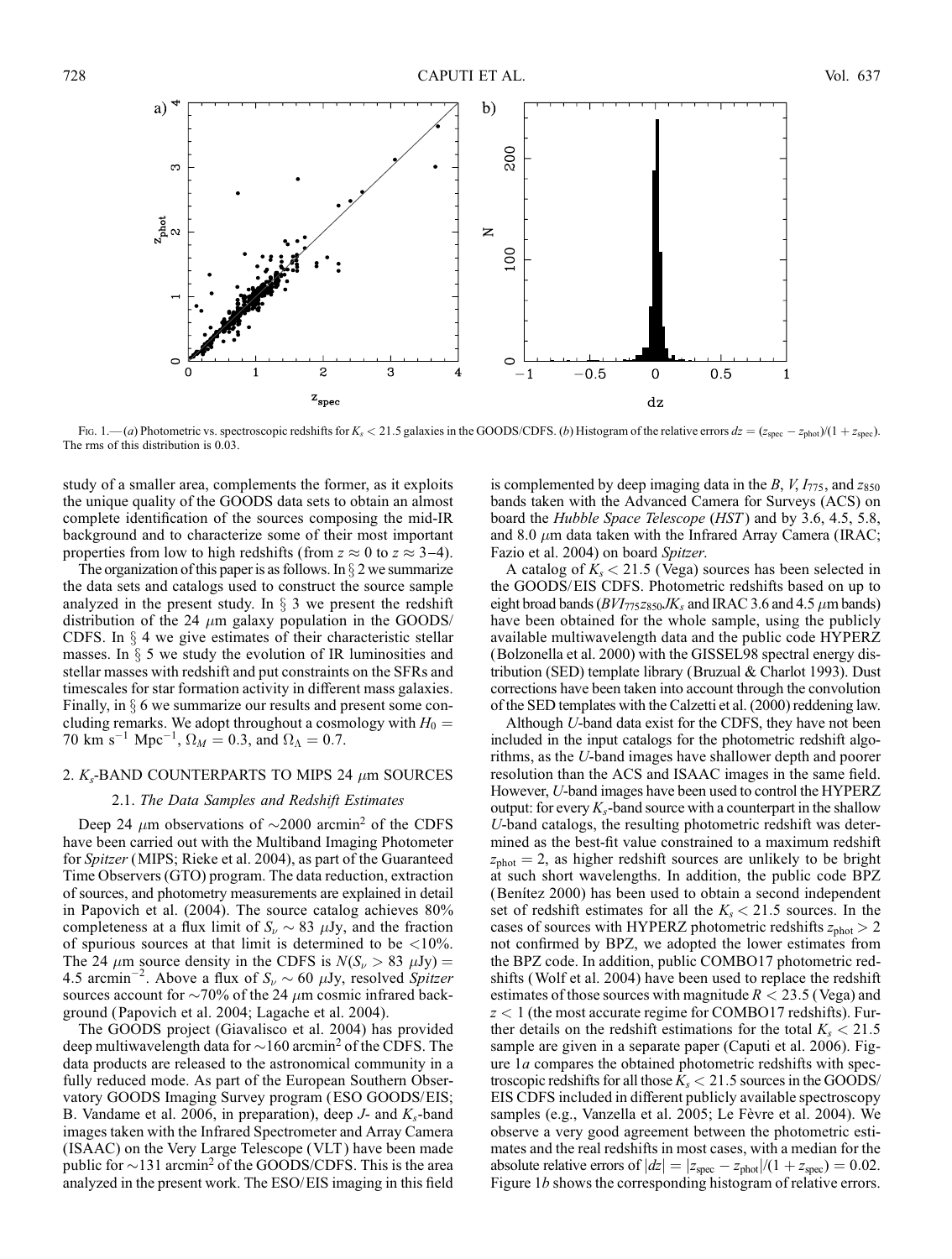FIG. 1.—(a) Photometric vs. spectroscopic redshifts for $K_s < 21.5$ galaxies in the GOODS/CDFS. (b) Histogram of the relative errors $dz = (z_{spec} - z_{phot})/(1 + z_{spec})$. The rms of this distribution is 0.03.

study of a smaller area, complements the former, as it exploits the unique quality of the GOODS data sets to obtain an almost complete identification of the sources composing the mid-IR background and to characterize some of their most important properties from low to high redshifts (from $z \approx 0$ to $z \approx 3$–4).

The organization of this paper is as follows. In § 2 we summarize the data sets and catalogs used to construct the source sample analyzed in the present study. In § 3 we present the redshift distribution of the 24 $\mu$m galaxy population in the GOODS/CDFS. In § 4 we give estimates of their characteristic stellar masses. In § 5 we study the evolution of IR luminosities and stellar masses with redshift and put constraints on the SFRs and timescales for star formation activity in different mass galaxies. Finally, in § 6 we summarize our results and present some concluding remarks. We adopt throughout a cosmology with $H_0 = 70$ km s$^{-1}$ Mpc$^{-1}$, $\Omega_M = 0.3$, and $\Omega_\Lambda = 0.7$.

## 2. $K_s$-BAND COUNTERPARTS TO MIPS 24 $\mu$m SOURCES

### 2.1. *The Data Samples and Redshift Estimates*

Deep 24 $\mu$m observations of $\sim$2000 arcmin$^2$ of the CDFS have been carried out with the Multiband Imaging Photometer for *Spitzer* (MIPS; Rieke et al. 2004), as part of the Guaranteed Time Observers (GTO) program. The data reduction, extraction of sources, and photometry measurements are explained in detail in Papovich et al. (2004). The source catalog achieves 80% completeness at a flux limit of $S_\nu \sim 83$ $\mu$Jy, and the fraction of spurious sources at that limit is determined to be <10%. The 24 $\mu$m source density in the CDFS is $N(S_\nu > 83\ \mu\text{Jy}) = 4.5$ arcmin$^{-2}$. Above a flux of $S_\nu \sim 60$ $\mu$Jy, resolved *Spitzer* sources account for $\sim$70% of the 24 $\mu$m cosmic infrared background (Papovich et al. 2004; Lagache et al. 2004).

The GOODS project (Giavalisco et al. 2004) has provided deep multiwavelength data for $\sim$160 arcmin$^2$ of the CDFS. The data products are released to the astronomical community in a fully reduced mode. As part of the European Southern Observatory GOODS Imaging Survey program (ESO GOODS/EIS; B. Vandame et al. 2006, in preparation), deep $J$- and $K_s$-band images taken with the Infrared Spectrometer and Array Camera (ISAAC) on the Very Large Telescope (VLT) have been made public for $\sim$131 arcmin$^2$ of the GOODS/CDFS. This is the area analyzed in the present work. The ESO/EIS imaging in this field is complemented by deep imaging data in the $B$, $V$, $I_{775}$, and $z_{850}$ bands taken with the Advanced Camera for Surveys (ACS) on board the *Hubble Space Telescope* (*HST*) and by 3.6, 4.5, 5.8, and 8.0 $\mu$m data taken with the Infrared Array Camera (IRAC; Fazio et al. 2004) on board *Spitzer*.

A catalog of $K_s < 21.5$ (Vega) sources has been selected in the GOODS/EIS CDFS. Photometric redshifts based on up to eight broad bands ($BVI_{775}z_{850}JK_s$ and IRAC 3.6 and 4.5 $\mu$m bands) have been obtained for the whole sample, using the publicly available multiwavelength data and the public code HYPERZ (Bolzonella et al. 2000) with the GISSEL98 spectral energy distribution (SED) template library (Bruzual & Charlot 1993). Dust corrections have been taken into account through the convolution of the SED templates with the Calzetti et al. (2000) reddening law.

Although $U$-band data exist for the CDFS, they have not been included in the input catalogs for the photometric redshift algorithms, as the $U$-band images have shallower depth and poorer resolution than the ACS and ISAAC images in the same field. However, $U$-band images have been used to control the HYPERZ output: for every $K_s$-band source with a counterpart in the shallow $U$-band catalogs, the resulting photometric redshift was determined as the best-fit value constrained to a maximum redshift $z_{phot} = 2$, as higher redshift sources are unlikely to be bright at such short wavelengths. In addition, the public code BPZ (Benítez 2000) has been used to obtain a second independent set of redshift estimates for all the $K_s < 21.5$ sources. In the cases of sources with HYPERZ photometric redshifts $z_{phot} > 2$ not confirmed by BPZ, we adopted the lower estimates from the BPZ code. In addition, public COMBO17 photometric redshifts (Wolf et al. 2004) have been used to replace the redshift estimates of those sources with magnitude $R < 23.5$ (Vega) and $z < 1$ (the most accurate regime for COMBO17 redshifts). Further details on the redshift estimations for the total $K_s < 21.5$ sample are given in a separate paper (Caputi et al. 2006). Figure 1*a* compares the obtained photometric redshifts with spectroscopic redshifts for all those $K_s < 21.5$ sources in the GOODS/EIS CDFS included in different publicly available spectroscopy samples (e.g., Vanzella et al. 2005; Le Fèvre et al. 2004). We observe a very good agreement between the photometric estimates and the real redshifts in most cases, with a median for the absolute relative errors of $|dz| = |z_{spec} - z_{phot}|/(1 + z_{spec}) = 0.02$. Figure 1*b* shows the corresponding histogram of relative errors.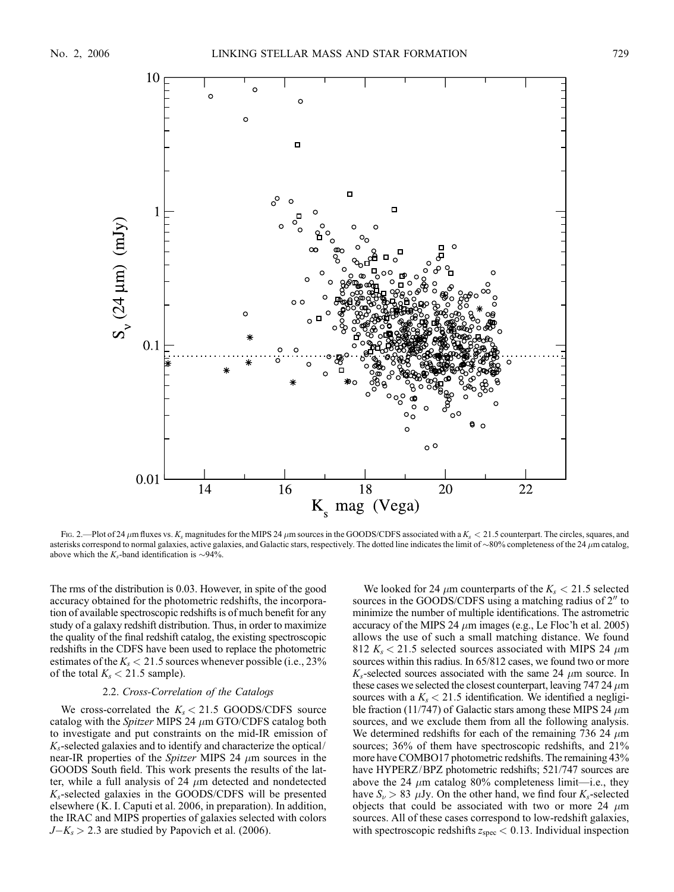FIG. 2.—Plot of 24 μm fluxes vs. $K_s$ magnitudes for the MIPS 24 μm sources in the GOODS/CDFS associated with a $K_s < 21.5$ counterpart. The circles, squares, and asterisks correspond to normal galaxies, active galaxies, and Galactic stars, respectively. The dotted line indicates the limit of ~80% completeness of the 24 μm catalog, above which the $K_s$-band identification is ~94%.

The rms of the distribution is 0.03. However, in spite of the good accuracy obtained for the photometric redshifts, the incorporation of available spectroscopic redshifts is of much benefit for any study of a galaxy redshift distribution. Thus, in order to maximize the quality of the final redshift catalog, the existing spectroscopic redshifts in the CDFS have been used to replace the photometric estimates of the $K_s < 21.5$ sources whenever possible (i.e., 23% of the total $K_s < 21.5$ sample).

### 2.2. *Cross-Correlation of the Catalogs*

We cross-correlated the $K_s < 21.5$ GOODS/CDFS source catalog with the *Spitzer* MIPS 24 μm GTO/CDFS catalog both to investigate and put constraints on the mid-IR emission of $K_s$-selected galaxies and to identify and characterize the optical/near-IR properties of the *Spitzer* MIPS 24 μm sources in the GOODS South field. This work presents the results of the latter, while a full analysis of 24 μm detected and nondetected $K_s$-selected galaxies in the GOODS/CDFS will be presented elsewhere (K. I. Caputi et al. 2006, in preparation). In addition, the IRAC and MIPS properties of galaxies selected with colors $J-K_s > 2.3$ are studied by Papovich et al. (2006).

We looked for 24 μm counterparts of the $K_s < 21.5$ selected sources in the GOODS/CDFS using a matching radius of 2″ to minimize the number of multiple identifications. The astrometric accuracy of the MIPS 24 μm images (e.g., Le Floc'h et al. 2005) allows the use of such a small matching distance. We found 812 $K_s < 21.5$ selected sources associated with MIPS 24 μm sources within this radius. In 65/812 cases, we found two or more $K_s$-selected sources associated with the same 24 μm source. In these cases we selected the closest counterpart, leaving 747 24 μm sources with a $K_s < 21.5$ identification. We identified a negligible fraction (11/747) of Galactic stars among these MIPS 24 μm sources, and we exclude them from all the following analysis. We determined redshifts for each of the remaining 736 24 μm sources; 36% of them have spectroscopic redshifts, and 21% more have COMBO17 photometric redshifts. The remaining 43% have HYPERZ/BPZ photometric redshifts; 521/747 sources are above the 24 μm catalog 80% completeness limit—i.e., they have $S_\nu > 83$ μJy. On the other hand, we find four $K_s$-selected objects that could be associated with two or more 24 μm sources. All of these cases correspond to low-redshift galaxies, with spectroscopic redshifts $z_{\rm spec} < 0.13$. Individual inspection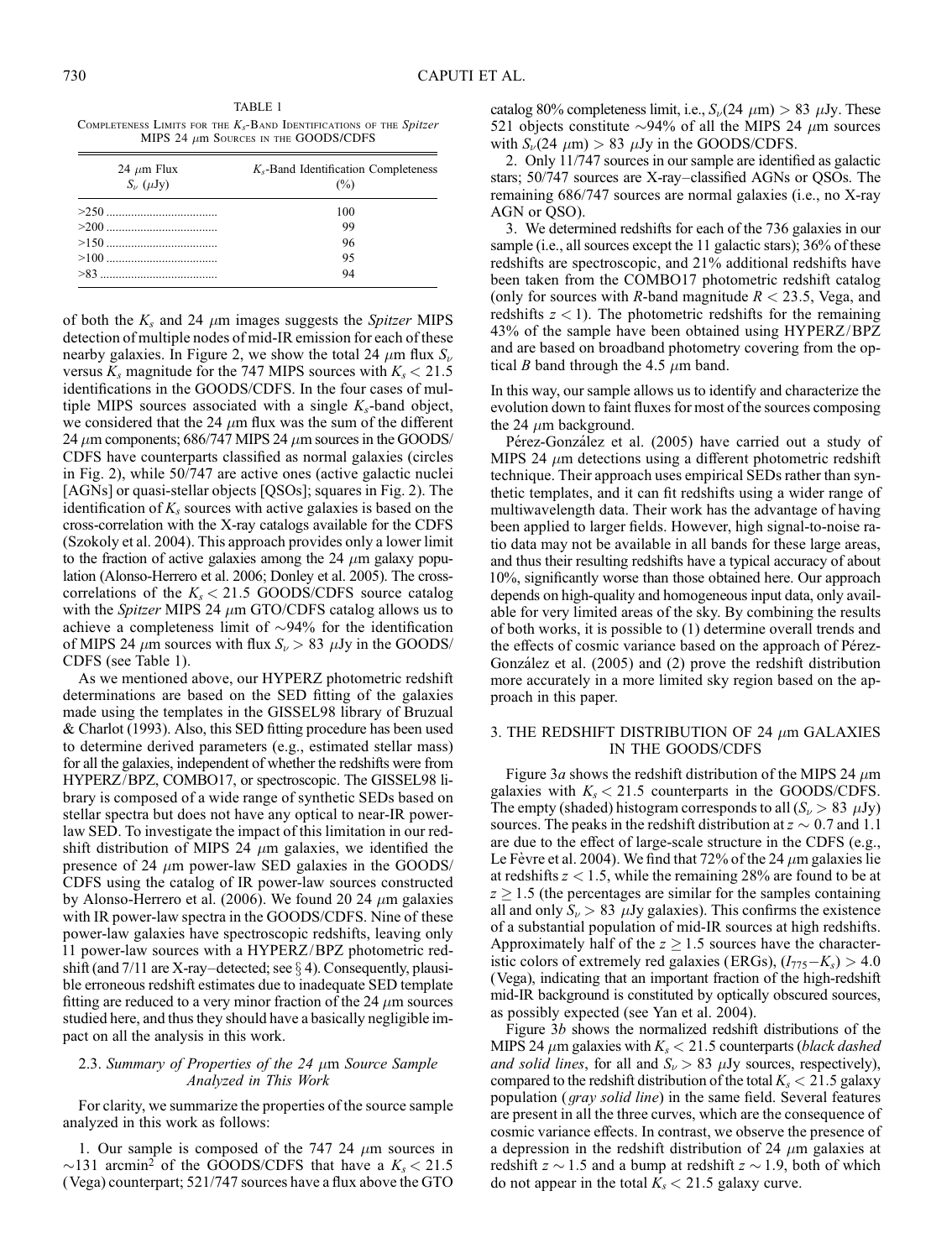TABLE 1
Completeness Limits for the $K_s$-Band Identifications of the *Spitzer* MIPS 24 $\mu$m Sources in the GOODS/CDFS

| 24 $\mu$m Flux $S_\nu$ ($\mu$Jy) | $K_s$-Band Identification Completeness (%) |
|---|---|
| >250 | 100 |
| >200 | 99 |
| >150 | 96 |
| >100 | 95 |
| >83 | 94 |

of both the $K_s$ and 24 $\mu$m images suggests the *Spitzer* MIPS detection of multiple nodes of mid-IR emission for each of these nearby galaxies. In Figure 2, we show the total 24 $\mu$m flux $S_\nu$ versus $K_s$ magnitude for the 747 MIPS sources with $K_s < 21.5$ identifications in the GOODS/CDFS. In the four cases of multiple MIPS sources associated with a single $K_s$-band object, we considered that the 24 $\mu$m flux was the sum of the different 24 $\mu$m components; 686/747 MIPS 24 $\mu$m sources in the GOODS/CDFS have counterparts classified as normal galaxies (circles in Fig. 2), while 50/747 are active ones (active galactic nuclei [AGNs] or quasi-stellar objects [QSOs]; squares in Fig. 2). The identification of $K_s$ sources with active galaxies is based on the cross-correlation with the X-ray catalogs available for the CDFS (Szokoly et al. 2004). This approach provides only a lower limit to the fraction of active galaxies among the 24 $\mu$m galaxy population (Alonso-Herrero et al. 2006; Donley et al. 2005). The cross-correlations of the $K_s < 21.5$ GOODS/CDFS source catalog with the *Spitzer* MIPS 24 $\mu$m GTO/CDFS catalog allows us to achieve a completeness limit of $\sim$94% for the identification of MIPS 24 $\mu$m sources with flux $S_\nu > 83$ $\mu$Jy in the GOODS/CDFS (see Table 1).

As we mentioned above, our HYPERZ photometric redshift determinations are based on the SED fitting of the galaxies made using the templates in the GISSEL98 library of Bruzual & Charlot (1993). Also, this SED fitting procedure has been used to determine derived parameters (e.g., estimated stellar mass) for all the galaxies, independent of whether the redshifts were from HYPERZ/BPZ, COMBO17, or spectroscopic. The GISSEL98 library is composed of a wide range of synthetic SEDs based on stellar spectra but does not have any optical to near-IR power-law SED. To investigate the impact of this limitation in our redshift distribution of MIPS 24 $\mu$m galaxies, we identified the presence of 24 $\mu$m power-law SED galaxies in the GOODS/CDFS using the catalog of IR power-law sources constructed by Alonso-Herrero et al. (2006). We found 20 24 $\mu$m galaxies with IR power-law spectra in the GOODS/CDFS. Nine of these power-law galaxies have spectroscopic redshifts, leaving only 11 power-law sources with a HYPERZ/BPZ photometric redshift (and 7/11 are X-ray–detected; see § 4). Consequently, plausible erroneous redshift estimates due to inadequate SED template fitting are reduced to a very minor fraction of the 24 $\mu$m sources studied here, and thus they should have a basically negligible impact on all the analysis in this work.

### 2.3. *Summary of Properties of the 24 $\mu$m Source Sample Analyzed in This Work*

For clarity, we summarize the properties of the source sample analyzed in this work as follows:

1. Our sample is composed of the 747 24 $\mu$m sources in $\sim$131 arcmin$^2$ of the GOODS/CDFS that have a $K_s < 21.5$ (Vega) counterpart; 521/747 sources have a flux above the GTO catalog 80% completeness limit, i.e., $S_\nu(24\ \mu\text{m}) > 83$ $\mu$Jy. These 521 objects constitute $\sim$94% of all the MIPS 24 $\mu$m sources with $S_\nu(24\ \mu\text{m}) > 83$ $\mu$Jy in the GOODS/CDFS.

2. Only 11/747 sources in our sample are identified as galactic stars; 50/747 sources are X-ray–classified AGNs or QSOs. The remaining 686/747 sources are normal galaxies (i.e., no X-ray AGN or QSO).

3. We determined redshifts for each of the 736 galaxies in our sample (i.e., all sources except the 11 galactic stars); 36% of these redshifts are spectroscopic, and 21% additional redshifts have been taken from the COMBO17 photometric redshift catalog (only for sources with $R$-band magnitude $R < 23.5$, Vega, and redshifts $z < 1$). The photometric redshifts for the remaining 43% of the sample have been obtained using HYPERZ/BPZ and are based on broadband photometry covering from the optical $B$ band through the 4.5 $\mu$m band.

In this way, our sample allows us to identify and characterize the evolution down to faint fluxes for most of the sources composing the 24 $\mu$m background.

Pérez-González et al. (2005) have carried out a study of MIPS 24 $\mu$m detections using a different photometric redshift technique. Their approach uses empirical SEDs rather than synthetic templates, and it can fit redshifts using a wider range of multiwavelength data. Their work has the advantage of having been applied to larger fields. However, high signal-to-noise ratio data may not be available in all bands for these large areas, and thus their resulting redshifts have a typical accuracy of about 10%, significantly worse than those obtained here. Our approach depends on high-quality and homogeneous input data, only available for very limited areas of the sky. By combining the results of both works, it is possible to (1) determine overall trends and the effects of cosmic variance based on the approach of Pérez-González et al. (2005) and (2) prove the redshift distribution more accurately in a more limited sky region based on the approach in this paper.

## 3. THE REDSHIFT DISTRIBUTION OF 24 $\mu$m GALAXIES IN THE GOODS/CDFS

Figure 3*a* shows the redshift distribution of the MIPS 24 $\mu$m galaxies with $K_s < 21.5$ counterparts in the GOODS/CDFS. The empty (shaded) histogram corresponds to all ($S_\nu > 83$ $\mu$Jy) sources. The peaks in the redshift distribution at $z \sim 0.7$ and 1.1 are due to the effect of large-scale structure in the CDFS (e.g., Le Fèvre et al. 2004). We find that 72% of the 24 $\mu$m galaxies lie at redshifts $z < 1.5$, while the remaining 28% are found to be at $z \geq 1.5$ (the percentages are similar for the samples containing all and only $S_\nu > 83$ $\mu$Jy galaxies). This confirms the existence of a substantial population of mid-IR sources at high redshifts. Approximately half of the $z \geq 1.5$ sources have the characteristic colors of extremely red galaxies (ERGs), $(I_{775} - K_s) > 4.0$ (Vega), indicating that an important fraction of the high-redshift mid-IR background is constituted by optically obscured sources, as possibly expected (see Yan et al. 2004).

Figure 3*b* shows the normalized redshift distributions of the MIPS 24 $\mu$m galaxies with $K_s < 21.5$ counterparts (*black dashed and solid lines*, for all and $S_\nu > 83$ $\mu$Jy sources, respectively), compared to the redshift distribution of the total $K_s < 21.5$ galaxy population (*gray solid line*) in the same field. Several features are present in all the three curves, which are the consequence of cosmic variance effects. In contrast, we observe the presence of a depression in the redshift distribution of 24 $\mu$m galaxies at redshift $z \sim 1.5$ and a bump at redshift $z \sim 1.9$, both of which do not appear in the total $K_s < 21.5$ galaxy curve.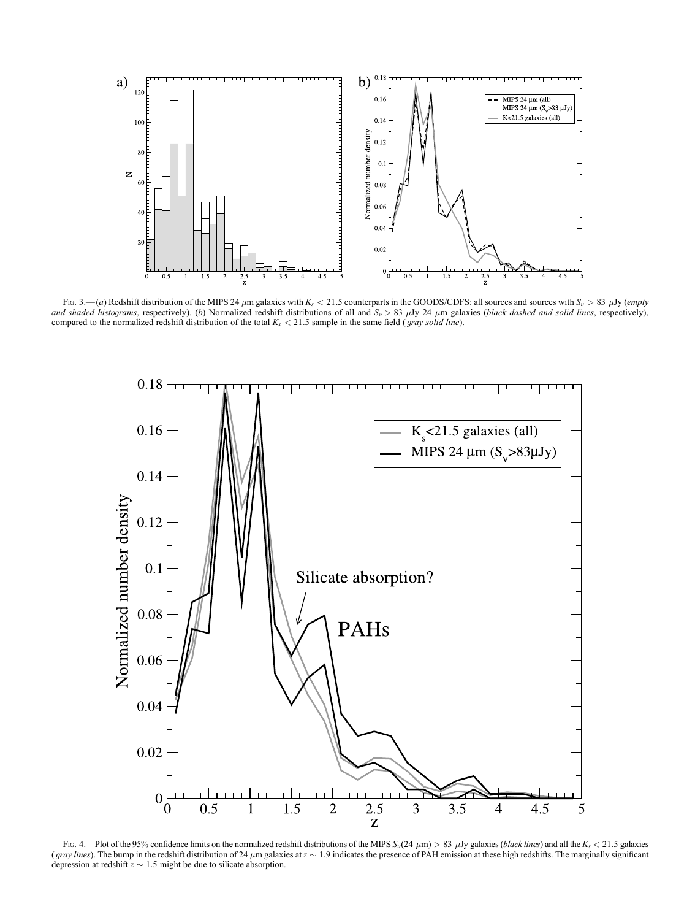FIG. 3.—(*a*) Redshift distribution of the MIPS 24 $\mu$m galaxies with $K_s < 21.5$ counterparts in the GOODS/CDFS: all sources and sources with $S_\nu > 83$ $\mu$Jy (*empty and shaded histograms*, respectively). (*b*) Normalized redshift distributions of all and $S_\nu > 83$ $\mu$Jy 24 $\mu$m galaxies (*black dashed and solid lines*, respectively), compared to the normalized redshift distribution of the total $K_s < 21.5$ sample in the same field (*gray solid line*).

FIG. 4.—Plot of the 95% confidence limits on the normalized redshift distributions of the MIPS $S_\nu(24\ \mu\mathrm{m}) > 83$ $\mu$Jy galaxies (*black lines*) and all the $K_s < 21.5$ galaxies (*gray lines*). The bump in the redshift distribution of 24 $\mu$m galaxies at $z \sim 1.9$ indicates the presence of PAH emission at these high redshifts. The marginally significant depression at redshift $z \sim 1.5$ might be due to silicate absorption.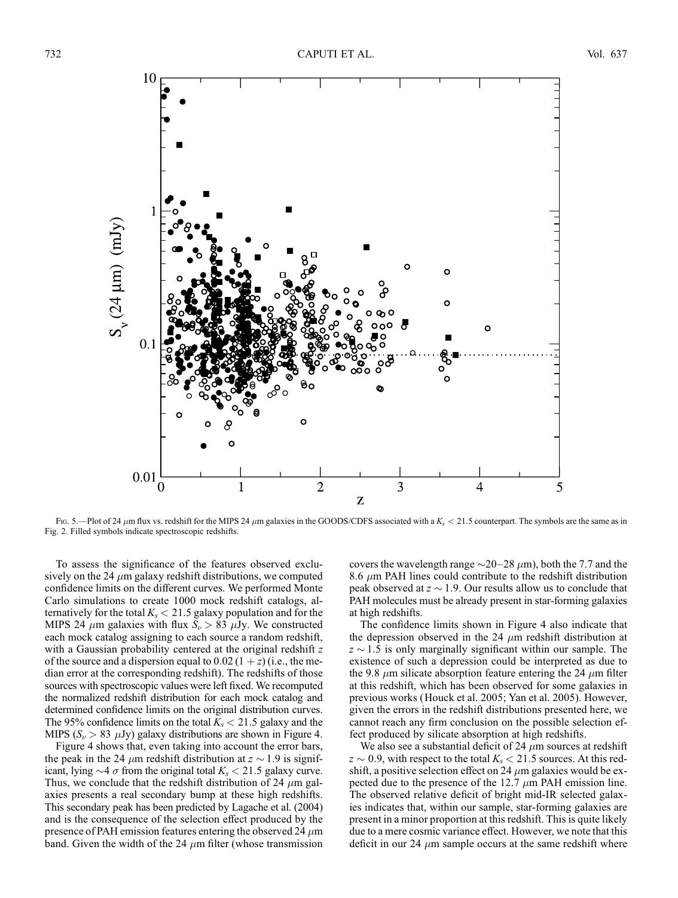Fig. 5.—Plot of 24 $\mu$m flux vs. redshift for the MIPS 24 $\mu$m galaxies in the GOODS/CDFS associated with a $K_s < 21.5$ counterpart. The symbols are the same as in Fig. 2. Filled symbols indicate spectroscopic redshifts.

To assess the significance of the features observed exclusively on the 24 $\mu$m galaxy redshift distributions, we computed confidence limits on the different curves. We performed Monte Carlo simulations to create 1000 mock redshift catalogs, alternatively for the total $K_s < 21.5$ galaxy population and for the MIPS 24 $\mu$m galaxies with flux $S_\nu > 83$ $\mu$Jy. We constructed each mock catalog assigning to each source a random redshift, with a Gaussian probability centered at the original redshift $z$ of the source and a dispersion equal to $0.02\,(1+z)$ (i.e., the median error at the corresponding redshift). The redshifts of those sources with spectroscopic values were left fixed. We recomputed the normalized redshift distribution for each mock catalog and determined confidence limits on the original distribution curves. The 95% confidence limits on the total $K_s < 21.5$ galaxy and the MIPS ($S_\nu > 83$ $\mu$Jy) galaxy distributions are shown in Figure 4.

Figure 4 shows that, even taking into account the error bars, the peak in the 24 $\mu$m redshift distribution at $z \sim 1.9$ is significant, lying $\sim 4\,\sigma$ from the original total $K_s < 21.5$ galaxy curve. Thus, we conclude that the redshift distribution of 24 $\mu$m galaxies presents a real secondary bump at these high redshifts. This secondary peak has been predicted by Lagache et al. (2004) and is the consequence of the selection effect produced by the presence of PAH emission features entering the observed 24 $\mu$m band. Given the width of the 24 $\mu$m filter (whose transmission covers the wavelength range $\sim$20–28 $\mu$m), both the 7.7 and the 8.6 $\mu$m PAH lines could contribute to the redshift distribution peak observed at $z \sim 1.9$. Our results allow us to conclude that PAH molecules must be already present in star-forming galaxies at high redshifts.

The confidence limits shown in Figure 4 also indicate that the depression observed in the 24 $\mu$m redshift distribution at $z \sim 1.5$ is only marginally significant within our sample. The existence of such a depression could be interpreted as due to the 9.8 $\mu$m silicate absorption feature entering the 24 $\mu$m filter at this redshift, which has been observed for some galaxies in previous works (Houck et al. 2005; Yan et al. 2005). However, given the errors in the redshift distributions presented here, we cannot reach any firm conclusion on the possible selection effect produced by silicate absorption at high redshifts.

We also see a substantial deficit of 24 $\mu$m sources at redshift $z \sim 0.9$, with respect to the total $K_s < 21.5$ sources. At this redshift, a positive selection effect on 24 $\mu$m galaxies would be expected due to the presence of the 12.7 $\mu$m PAH emission line. The observed relative deficit of bright mid-IR selected galaxies indicates that, within our sample, star-forming galaxies are present in a minor proportion at this redshift. This is quite likely due to a mere cosmic variance effect. However, we note that this deficit in our 24 $\mu$m sample occurs at the same redshift where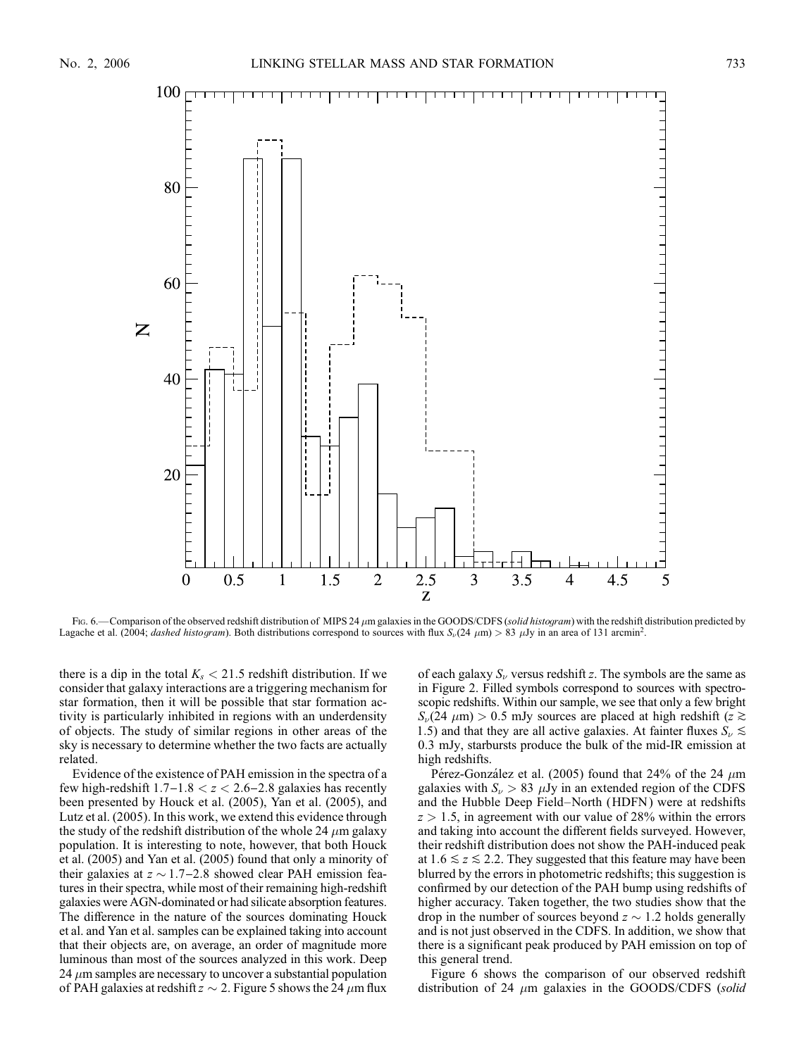Fig. 6.—Comparison of the observed redshift distribution of MIPS 24 $\mu$m galaxies in the GOODS/CDFS (*solid histogram*) with the redshift distribution predicted by Lagache et al. (2004; *dashed histogram*). Both distributions correspond to sources with flux $S_\nu(24\ \mu\text{m}) > 83\ \mu$Jy in an area of 131 arcmin$^2$.

there is a dip in the total $K_s < 21.5$ redshift distribution. If we consider that galaxy interactions are a triggering mechanism for star formation, then it will be possible that star formation activity is particularly inhibited in regions with an underdensity of objects. The study of similar regions in other areas of the sky is necessary to determine whether the two facts are actually related.

Evidence of the existence of PAH emission in the spectra of a few high-redshift $1.7\text{–}1.8 < z < 2.6\text{–}2.8$ galaxies has recently been presented by Houck et al. (2005), Yan et al. (2005), and Lutz et al. (2005). In this work, we extend this evidence through the study of the redshift distribution of the whole 24 $\mu$m galaxy population. It is interesting to note, however, that both Houck et al. (2005) and Yan et al. (2005) found that only a minority of their galaxies at $z \sim 1.7\text{–}2.8$ showed clear PAH emission features in their spectra, while most of their remaining high-redshift galaxies were AGN-dominated or had silicate absorption features. The difference in the nature of the sources dominating Houck et al. and Yan et al. samples can be explained taking into account that their objects are, on average, an order of magnitude more luminous than most of the sources analyzed in this work. Deep 24 $\mu$m samples are necessary to uncover a substantial population of PAH galaxies at redshift $z \sim 2$. Figure 5 shows the 24 $\mu$m flux of each galaxy $S_\nu$ versus redshift $z$. The symbols are the same as in Figure 2. Filled symbols correspond to sources with spectroscopic redshifts. Within our sample, we see that only a few bright $S_\nu(24\ \mu\text{m}) > 0.5$ mJy sources are placed at high redshift ($z \gtrsim 1.5$) and that they are all active galaxies. At fainter fluxes $S_\nu \lesssim 0.3$ mJy, starbursts produce the bulk of the mid-IR emission at high redshifts.

Pérez-González et al. (2005) found that 24% of the 24 $\mu$m galaxies with $S_\nu > 83\ \mu$Jy in an extended region of the CDFS and the Hubble Deep Field–North (HDFN) were at redshifts $z > 1.5$, in agreement with our value of 28% within the errors and taking into account the different fields surveyed. However, their redshift distribution does not show the PAH-induced peak at $1.6 \lesssim z \lesssim 2.2$. They suggested that this feature may have been blurred by the errors in photometric redshifts; this suggestion is confirmed by our detection of the PAH bump using redshifts of higher accuracy. Taken together, the two studies show that the drop in the number of sources beyond $z \sim 1.2$ holds generally and is not just observed in the CDFS. In addition, we show that there is a significant peak produced by PAH emission on top of this general trend.

Figure 6 shows the comparison of our observed redshift distribution of 24 $\mu$m galaxies in the GOODS/CDFS (*solid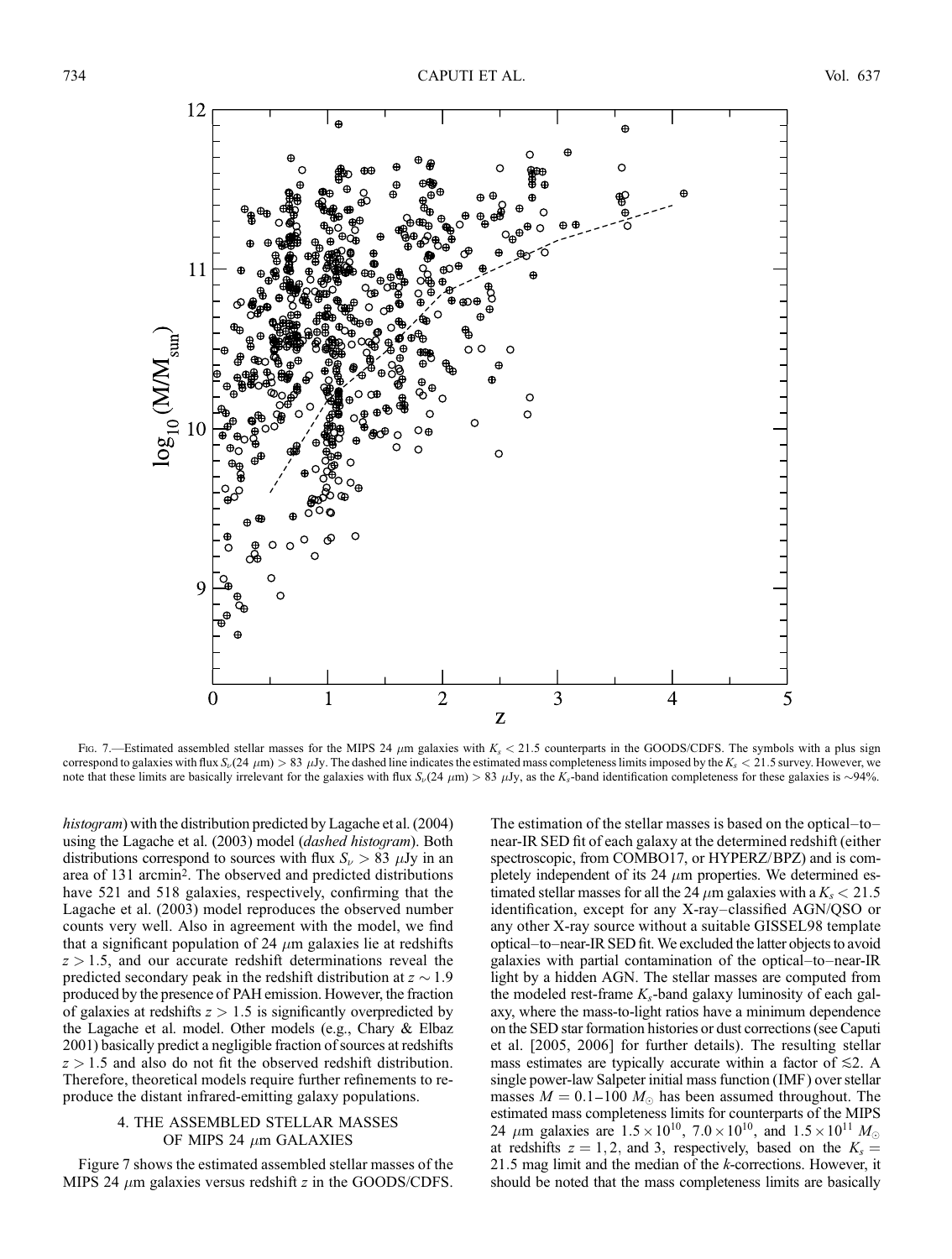FIG. 7.—Estimated assembled stellar masses for the MIPS 24 $\mu$m galaxies with $K_s < 21.5$ counterparts in the GOODS/CDFS. The symbols with a plus sign correspond to galaxies with flux $S_\nu(24\ \mu\mathrm{m}) > 83\ \mu$Jy. The dashed line indicates the estimated mass completeness limits imposed by the $K_s < 21.5$ survey. However, we note that these limits are basically irrelevant for the galaxies with flux $S_\nu(24\ \mu\mathrm{m}) > 83\ \mu$Jy, as the $K_s$-band identification completeness for these galaxies is ~94%.

*histogram*) with the distribution predicted by Lagache et al. (2004) using the Lagache et al. (2003) model (*dashed histogram*). Both distributions correspond to sources with flux $S_\nu > 83\ \mu$Jy in an area of 131 arcmin$^2$. The observed and predicted distributions have 521 and 518 galaxies, respectively, confirming that the Lagache et al. (2003) model reproduces the observed number counts very well. Also in agreement with the model, we find that a significant population of 24 $\mu$m galaxies lie at redshifts $z > 1.5$, and our accurate redshift determinations reveal the predicted secondary peak in the redshift distribution at $z \sim 1.9$ produced by the presence of PAH emission. However, the fraction of galaxies at redshifts $z > 1.5$ is significantly overpredicted by the Lagache et al. model. Other models (e.g., Chary & Elbaz 2001) basically predict a negligible fraction of sources at redshifts $z > 1.5$ and also do not fit the observed redshift distribution. Therefore, theoretical models require further refinements to reproduce the distant infrared-emitting galaxy populations.

## 4. THE ASSEMBLED STELLAR MASSES OF MIPS 24 $\mu$m GALAXIES

Figure 7 shows the estimated assembled stellar masses of the MIPS 24 $\mu$m galaxies versus redshift $z$ in the GOODS/CDFS. The estimation of the stellar masses is based on the optical–to–near-IR SED fit of each galaxy at the determined redshift (either spectroscopic, from COMBO17, or HYPERZ/BPZ) and is completely independent of its 24 $\mu$m properties. We determined estimated stellar masses for all the 24 $\mu$m galaxies with a $K_s < 21.5$ identification, except for any X-ray–classified AGN/QSO or any other X-ray source without a suitable GISSEL98 template optical–to–near-IR SED fit. We excluded the latter objects to avoid galaxies with partial contamination of the optical–to–near-IR light by a hidden AGN. The stellar masses are computed from the modeled rest-frame $K_s$-band galaxy luminosity of each galaxy, where the mass-to-light ratios have a minimum dependence on the SED star formation histories or dust corrections (see Caputi et al. [2005, 2006] for further details). The resulting stellar mass estimates are typically accurate within a factor of $\lesssim 2$. A single power-law Salpeter initial mass function (IMF) over stellar masses $M = 0.1$–$100\ M_\odot$ has been assumed throughout. The estimated mass completeness limits for counterparts of the MIPS 24 $\mu$m galaxies are $1.5 \times 10^{10}$, $7.0 \times 10^{10}$, and $1.5 \times 10^{11}\ M_\odot$ at redshifts $z = 1, 2$, and 3, respectively, based on the $K_s = 21.5$ mag limit and the median of the $k$-corrections. However, it should be noted that the mass completeness limits are basically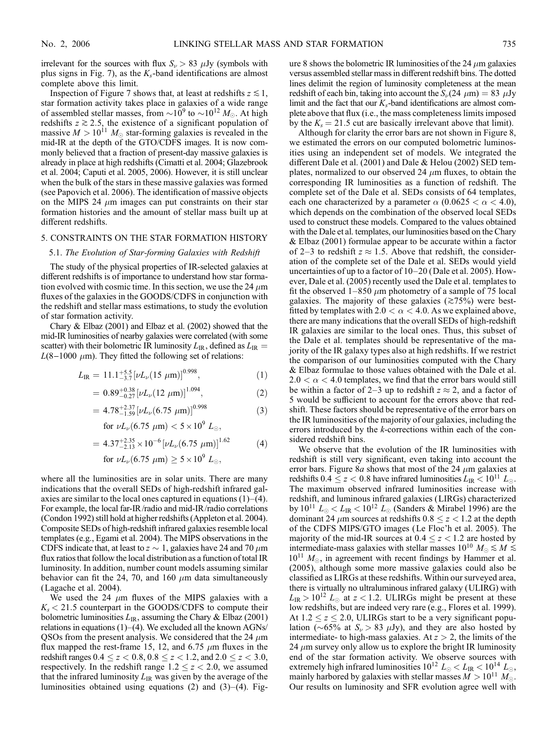irrelevant for the sources with flux $S_\nu > 83$ $\mu$Jy (symbols with plus signs in Fig. 7), as the $K_s$-band identifications are almost complete above this limit.

Inspection of Figure 7 shows that, at least at redshifts $z \lesssim 1$, star formation activity takes place in galaxies of a wide range of assembled stellar masses, from $\sim 10^9$ to $\sim 10^{12}$ $M_\odot$. At high redshifts $z \gtrsim 2.5$, the existence of a significant population of massive $M > 10^{11}$ $M_\odot$ star-forming galaxies is revealed in the mid-IR at the depth of the GTO/CDFS images. It is now commonly believed that a fraction of present-day massive galaxies is already in place at high redshifts (Cimatti et al. 2004; Glazebrook et al. 2004; Caputi et al. 2005, 2006). However, it is still unclear when the bulk of the stars in these massive galaxies was formed (see Papovich et al. 2006). The identification of massive objects on the MIPS 24 $\mu$m images can put constraints on their star formation histories and the amount of stellar mass built up at different redshifts.

## 5. CONSTRAINTS ON THE STAR FORMATION HISTORY

### 5.1. *The Evolution of Star-forming Galaxies with Redshift*

The study of the physical properties of IR-selected galaxies at different redshifts is of importance to understand how star formation evolved with cosmic time. In this section, we use the 24 $\mu$m fluxes of the galaxies in the GOODS/CDFS in conjunction with the redshift and stellar mass estimations, to study the evolution of star formation activity.

Chary & Elbaz (2001) and Elbaz et al. (2002) showed that the mid-IR luminosities of nearby galaxies were correlated (with some scatter) with their bolometric IR luminosity $L_{\rm IR}$, defined as $L_{\rm IR} = L(8\text{–}1000\ \mu\text{m})$. They fitted the following set of relations:

$$L_{\rm IR} = 11.1^{+5.5}_{-3.7}\left[\nu L_\nu(15\ \mu\text{m})\right]^{0.998}, \tag{1}$$

$$= 0.89^{+0.38}_{-0.27}\left[\nu L_\nu(12\ \mu\text{m})\right]^{1.094}, \tag{2}$$

$$= 4.78^{+2.37}_{-1.59}\left[\nu L_\nu(6.75\ \mu\text{m})\right]^{0.998} \quad \text{for } \nu L_\nu(6.75\ \mu\text{m}) < 5\times 10^9\ L_\odot, \tag{3}$$

$$= 4.37^{+2.35}_{-2.13}\times 10^{-6}\left[\nu L_\nu(6.75\ \mu\text{m})\right]^{1.62} \quad \text{for } \nu L_\nu(6.75\ \mu\text{m}) \geq 5\times 10^9\ L_\odot, \tag{4}$$

where all the luminosities are in solar units. There are many indications that the overall SEDs of high-redshift infrared galaxies are similar to the local ones captured in equations (1)–(4). For example, the local far-IR/radio and mid-IR/radio correlations (Condon 1992) still hold at higher redshifts (Appleton et al. 2004). Composite SEDs of high-redshift infrared galaxies resemble local templates (e.g., Egami et al. 2004). The MIPS observations in the CDFS indicate that, at least to $z \sim 1$, galaxies have 24 and 70 $\mu$m flux ratios that follow the local distribution as a function of total IR luminosity. In addition, number count models assuming similar behavior can fit the 24, 70, and 160 $\mu$m data simultaneously (Lagache et al. 2004).

We used the 24 $\mu$m fluxes of the MIPS galaxies with a $K_s < 21.5$ counterpart in the GOODS/CDFS to compute their bolometric luminosities $L_{\rm IR}$, assuming the Chary & Elbaz (2001) relations in equations (1)–(4). We excluded all the known AGNs/QSOs from the present analysis. We considered that the 24 $\mu$m flux mapped the rest-frame 15, 12, and 6.75 $\mu$m fluxes in the redshift ranges $0.4 \leq z < 0.8$, $0.8 \leq z < 1.2$, and $2.0 \leq z < 3.0$, respectively. In the redshift range $1.2 \leq z < 2.0$, we assumed that the infrared luminosity $L_{\rm IR}$ was given by the average of the luminosities obtained using equations (2) and (3)–(4). Figure 8 shows the bolometric IR luminosities of the 24 $\mu$m galaxies versus assembled stellar mass in different redshift bins. The dotted lines delimit the region of luminosity completeness at the mean redshift of each bin, taking into account the $S_\nu(24\ \mu\text{m}) = 83$ $\mu$Jy limit and the fact that our $K_s$-band identifications are almost complete above that flux (i.e., the mass completeness limits imposed by the $K_s = 21.5$ cut are basically irrelevant above that limit).

Although for clarity the error bars are not shown in Figure 8, we estimated the errors on our computed bolometric luminosities using an independent set of models. We integrated the different Dale et al. (2001) and Dale & Helou (2002) SED templates, normalized to our observed 24 $\mu$m fluxes, to obtain the corresponding IR luminosities as a function of redshift. The complete set of the Dale et al. SEDs consists of 64 templates, each one characterized by a parameter $\alpha$ ($0.0625 < \alpha < 4.0$), which depends on the combination of the observed local SEDs used to construct these models. Compared to the values obtained with the Dale et al. templates, our luminosities based on the Chary & Elbaz (2001) formulae appear to be accurate within a factor of 2–3 to redshift $z \approx 1.5$. Above that redshift, the consideration of the complete set of the Dale et al. SEDs would yield uncertainties of up to a factor of 10–20 (Dale et al. 2005). However, Dale et al. (2005) recently used the Dale et al. templates to fit the observed 1–850 $\mu$m photometry of a sample of 75 local galaxies. The majority of these galaxies ($\gtrsim 75\%$) were best-fitted by templates with $2.0 < \alpha < 4.0$. As we explained above, there are many indications that the overall SEDs of high-redshift IR galaxies are similar to the local ones. Thus, this subset of the Dale et al. templates should be representative of the majority of the IR galaxy types also at high redshifts. If we restrict the comparison of our luminosities computed with the Chary & Elbaz formulae to those values obtained with the Dale et al. $2.0 < \alpha < 4.0$ templates, we find that the error bars would still be within a factor of 2–3 up to redshift $z \approx 2$, and a factor of 5 would be sufficient to account for the errors above that redshift. These factors should be representative of the error bars on the IR luminosities of the majority of our galaxies, including the errors introduced by the *k*-corrections within each of the considered redshift bins.

We observe that the evolution of the IR luminosities with redshift is still very significant, even taking into account the error bars. Figure 8*a* shows that most of the 24 $\mu$m galaxies at redshifts $0.4 \leq z < 0.8$ have infrared luminosities $L_{\rm IR} < 10^{11}$ $L_\odot$. The maximum observed infrared luminosities increase with redshift, and luminous infrared galaxies (LIRGs) characterized by $10^{11}$ $L_\odot < L_{\rm IR} < 10^{12}$ $L_\odot$ (Sanders & Mirabel 1996) are the dominant 24 $\mu$m sources at redshifts $0.8 \leq z < 1.2$ at the depth of the CDFS MIPS/GTO images (Le Floc'h et al. 2005). The majority of the mid-IR sources at $0.4 \leq z < 1.2$ are hosted by intermediate-mass galaxies with stellar masses $10^{10}$ $M_\odot \lesssim M \lesssim 10^{11}$ $M_\odot$, in agreement with recent findings by Hammer et al. (2005), although some more massive galaxies could also be classified as LIRGs at these redshifts. Within our surveyed area, there is virtually no ultraluminous infrared galaxy (ULIRG) with $L_{\rm IR} > 10^{12}$ $L_\odot$ at $z < 1.2$. ULIRGs might be present at these low redshifts, but are indeed very rare (e.g., Flores et al. 1999). At $1.2 \leq z \leq 2.0$, ULIRGs start to be a very significant population ($\sim 65\%$ at $S_\nu > 83$ $\mu$Jy), and they are also hosted by intermediate- to high-mass galaxies. At $z > 2$, the limits of the 24 $\mu$m survey only allow us to explore the bright IR luminosity end of the star formation activity. We observe sources with extremely high infrared luminosities $10^{12}$ $L_\odot < L_{\rm IR} < 10^{14}$ $L_\odot$, mainly harbored by galaxies with stellar masses $M > 10^{11}$ $M_\odot$. Our results on luminosity and SFR evolution agree well with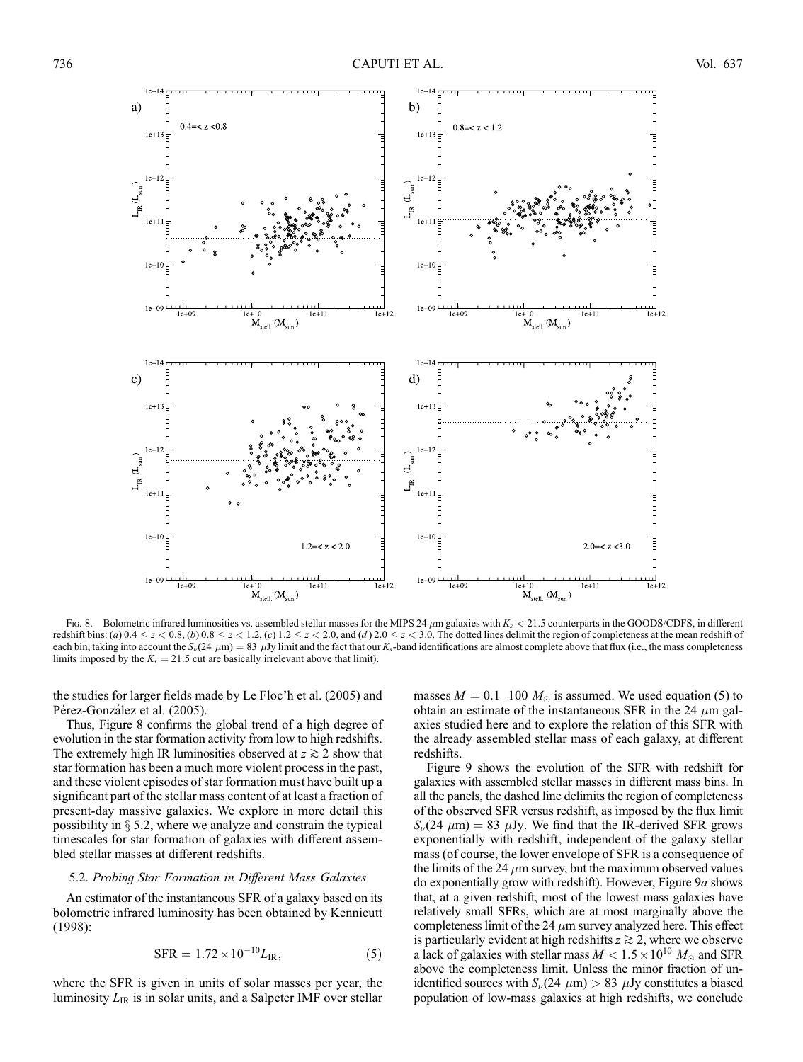Fig. 8.—Bolometric infrared luminosities vs. assembled stellar masses for the MIPS 24 $\mu$m galaxies with $K_s < 21.5$ counterparts in the GOODS/CDFS, in different redshift bins: (*a*) $0.4 \leq z < 0.8$, (*b*) $0.8 \leq z < 1.2$, (*c*) $1.2 \leq z < 2.0$, and (*d*) $2.0 \leq z < 3.0$. The dotted lines delimit the region of completeness at the mean redshift of each bin, taking into account the $S_\nu(24\ \mu\text{m}) = 83\ \mu$Jy limit and the fact that our $K_s$-band identifications are almost complete above that flux (i.e., the mass completeness limits imposed by the $K_s = 21.5$ cut are basically irrelevant above that limit).

the studies for larger fields made by Le Floc'h et al. (2005) and Pérez-González et al. (2005).

Thus, Figure 8 confirms the global trend of a high degree of evolution in the star formation activity from low to high redshifts. The extremely high IR luminosities observed at $z \gtrsim 2$ show that star formation has been a much more violent process in the past, and these violent episodes of star formation must have built up a significant part of the stellar mass content of at least a fraction of present-day massive galaxies. We explore in more detail this possibility in § 5.2, where we analyze and constrain the typical timescales for star formation of galaxies with different assembled stellar masses at different redshifts.

### 5.2. *Probing Star Formation in Different Mass Galaxies*

An estimator of the instantaneous SFR of a galaxy based on its bolometric infrared luminosity has been obtained by Kennicutt (1998):

$$\text{SFR} = 1.72 \times 10^{-10} L_{\text{IR}}, \tag{5}$$

where the SFR is given in units of solar masses per year, the luminosity $L_{\text{IR}}$ is in solar units, and a Salpeter IMF over stellar masses $M = 0.1\text{–}100\ M_\odot$ is assumed. We used equation (5) to obtain an estimate of the instantaneous SFR in the 24 $\mu$m galaxies studied here and to explore the relation of this SFR with the already assembled stellar mass of each galaxy, at different redshifts.

Figure 9 shows the evolution of the SFR with redshift for galaxies with assembled stellar masses in different mass bins. In all the panels, the dashed line delimits the region of completeness of the observed SFR versus redshift, as imposed by the flux limit $S_\nu(24\ \mu\text{m}) = 83\ \mu$Jy. We find that the IR-derived SFR grows exponentially with redshift, independent of the galaxy stellar mass (of course, the lower envelope of SFR is a consequence of the limits of the 24 $\mu$m survey, but the maximum observed values do exponentially grow with redshift). However, Figure 9*a* shows that, at a given redshift, most of the lowest mass galaxies have relatively small SFRs, which are at most marginally above the completeness limit of the 24 $\mu$m survey analyzed here. This effect is particularly evident at high redshifts $z \gtrsim 2$, where we observe a lack of galaxies with stellar mass $M < 1.5 \times 10^{10}\ M_\odot$ and SFR above the completeness limit. Unless the minor fraction of unidentified sources with $S_\nu(24\ \mu\text{m}) > 83\ \mu$Jy constitutes a biased population of low-mass galaxies at high redshifts, we conclude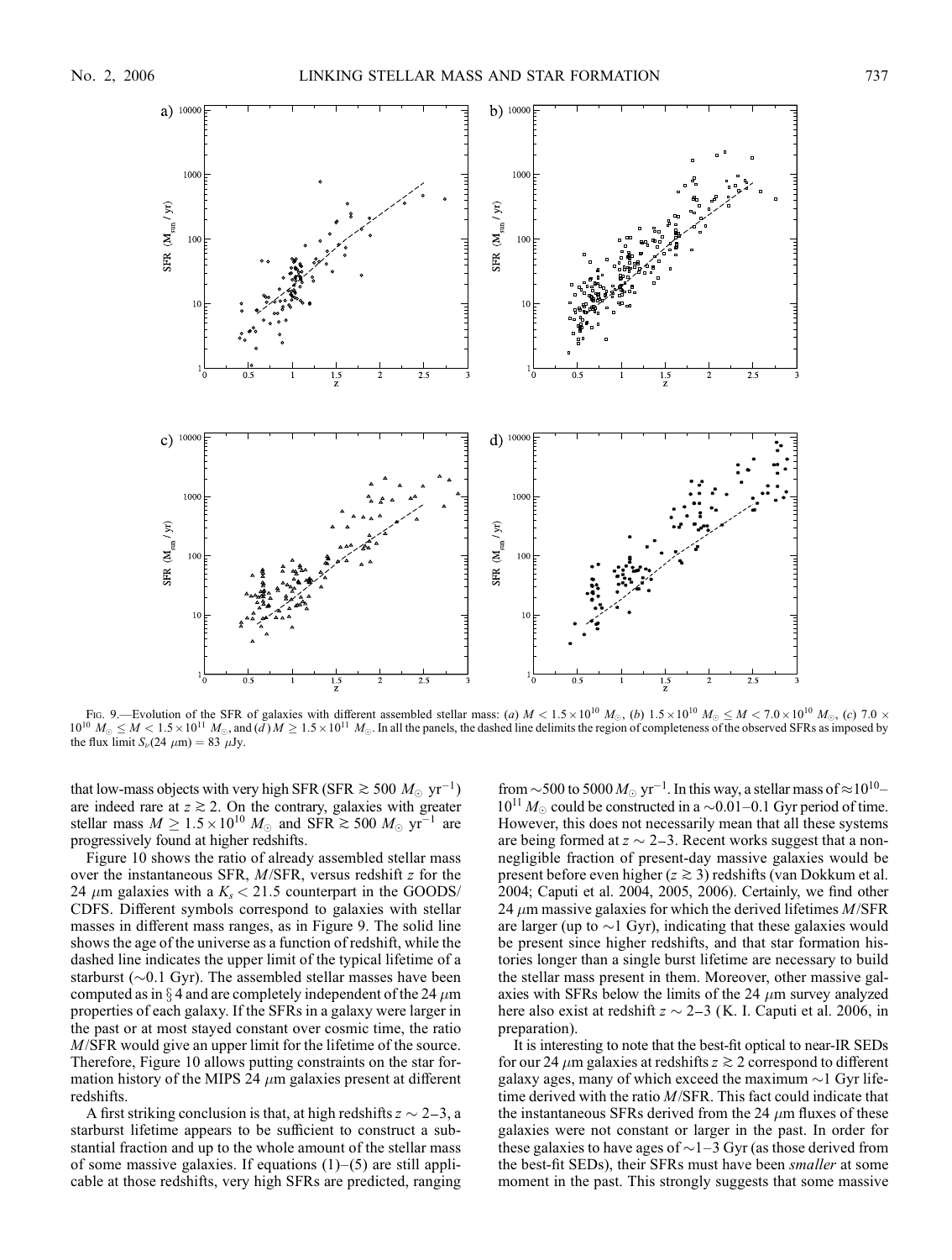FIG. 9.—Evolution of the SFR of galaxies with different assembled stellar mass: (*a*) $M < 1.5 \times 10^{10}\ M_\odot$, (*b*) $1.5 \times 10^{10}\ M_\odot \leq M < 7.0 \times 10^{10}\ M_\odot$, (*c*) $7.0 \times 10^{10}\ M_\odot \leq M < 1.5 \times 10^{11}\ M_\odot$, and (*d*) $M \geq 1.5 \times 10^{11}\ M_\odot$. In all the panels, the dashed line delimits the region of completeness of the observed SFRs as imposed by the flux limit $S_\nu(24\ \mu\text{m}) = 83\ \mu$Jy.

that low-mass objects with very high SFR (SFR $\gtrsim 500\ M_\odot\ \text{yr}^{-1}$) are indeed rare at $z \gtrsim 2$. On the contrary, galaxies with greater stellar mass $M \geq 1.5 \times 10^{10}\ M_\odot$ and SFR $\gtrsim 500\ M_\odot\ \text{yr}^{-1}$ are progressively found at higher redshifts.

Figure 10 shows the ratio of already assembled stellar mass over the instantaneous SFR, $M$/SFR, versus redshift $z$ for the 24 $\mu$m galaxies with a $K_s < 21.5$ counterpart in the GOODS/CDFS. Different symbols correspond to galaxies with stellar masses in different mass ranges, as in Figure 9. The solid line shows the age of the universe as a function of redshift, while the dashed line indicates the upper limit of the typical lifetime of a starburst (~0.1 Gyr). The assembled stellar masses have been computed as in § 4 and are completely independent of the 24 $\mu$m properties of each galaxy. If the SFRs in a galaxy were larger in the past or at most stayed constant over cosmic time, the ratio $M$/SFR would give an upper limit for the lifetime of the source. Therefore, Figure 10 allows putting constraints on the star formation history of the MIPS 24 $\mu$m galaxies present at different redshifts.

A first striking conclusion is that, at high redshifts $z \sim 2$–3, a starburst lifetime appears to be sufficient to construct a substantial fraction and up to the whole amount of the stellar mass of some massive galaxies. If equations (1)–(5) are still applicable at those redshifts, very high SFRs are predicted, ranging from ~500 to 5000 $M_\odot\ \text{yr}^{-1}$. In this way, a stellar mass of $\approx 10^{10}$–$10^{11}\ M_\odot$ could be constructed in a ~0.01–0.1 Gyr period of time. However, this does not necessarily mean that all these systems are being formed at $z \sim 2$–3. Recent works suggest that a non-negligible fraction of present-day massive galaxies would be present before even higher ($z \gtrsim 3$) redshifts (van Dokkum et al. 2004; Caputi et al. 2004, 2005, 2006). Certainly, we find other 24 $\mu$m massive galaxies for which the derived lifetimes $M$/SFR are larger (up to ~1 Gyr), indicating that these galaxies would be present since higher redshifts, and that star formation histories longer than a single burst lifetime are necessary to build the stellar mass present in them. Moreover, other massive galaxies with SFRs below the limits of the 24 $\mu$m survey analyzed here also exist at redshift $z \sim 2$–3 (K. I. Caputi et al. 2006, in preparation).

It is interesting to note that the best-fit optical to near-IR SEDs for our 24 $\mu$m galaxies at redshifts $z \gtrsim 2$ correspond to different galaxy ages, many of which exceed the maximum ~1 Gyr lifetime derived with the ratio $M$/SFR. This fact could indicate that the instantaneous SFRs derived from the 24 $\mu$m fluxes of these galaxies were not constant or larger in the past. In order for these galaxies to have ages of ~1–3 Gyr (as those derived from the best-fit SEDs), their SFRs must have been *smaller* at some moment in the past. This strongly suggests that some massive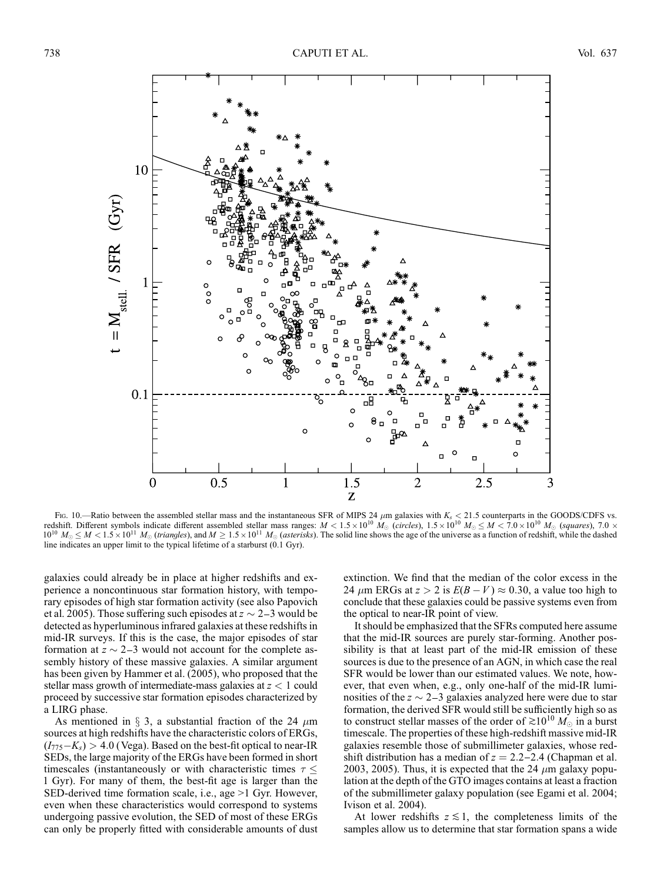Fig. 10.—Ratio between the assembled stellar mass and the instantaneous SFR of MIPS 24 $\mu$m galaxies with $K_s < 21.5$ counterparts in the GOODS/CDFS vs. redshift. Different symbols indicate different assembled stellar mass ranges: $M < 1.5 \times 10^{10}\ M_\odot$ (*circles*), $1.5 \times 10^{10}\ M_\odot \leq M < 7.0 \times 10^{10}\ M_\odot$ (*squares*), $7.0 \times 10^{10}\ M_\odot \leq M < 1.5 \times 10^{11}\ M_\odot$ (*triangles*), and $M \geq 1.5 \times 10^{11}\ M_\odot$ (*asterisks*). The solid line shows the age of the universe as a function of redshift, while the dashed line indicates an upper limit to the typical lifetime of a starburst (0.1 Gyr).

galaxies could already be in place at higher redshifts and experience a noncontinuous star formation history, with temporary episodes of high star formation activity (see also Papovich et al. 2005). Those suffering such episodes at $z \sim 2$–3 would be detected as hyperluminous infrared galaxies at these redshifts in mid-IR surveys. If this is the case, the major episodes of star formation at $z \sim 2$–3 would not account for the complete assembly history of these massive galaxies. A similar argument has been given by Hammer et al. (2005), who proposed that the stellar mass growth of intermediate-mass galaxies at $z < 1$ could proceed by successive star formation episodes characterized by a LIRG phase.

As mentioned in § 3, a substantial fraction of the 24 $\mu$m sources at high redshifts have the characteristic colors of ERGs, $(I_{775}-K_s) > 4.0$ (Vega). Based on the best-fit optical to near-IR SEDs, the large majority of the ERGs have been formed in short timescales (instantaneously or with characteristic times $\tau \leq 1$ Gyr). For many of them, the best-fit age is larger than the SED-derived time formation scale, i.e., age >1 Gyr. However, even when these characteristics would correspond to systems undergoing passive evolution, the SED of most of these ERGs can only be properly fitted with considerable amounts of dust extinction. We find that the median of the color excess in the 24 $\mu$m ERGs at $z > 2$ is $E(B-V) \approx 0.30$, a value too high to conclude that these galaxies could be passive systems even from the optical to near-IR point of view.

It should be emphasized that the SFRs computed here assume that the mid-IR sources are purely star-forming. Another possibility is that at least part of the mid-IR emission of these sources is due to the presence of an AGN, in which case the real SFR would be lower than our estimated values. We note, however, that even when, e.g., only one-half of the mid-IR luminosities of the $z \sim 2$–3 galaxies analyzed here were due to star formation, the derived SFR would still be sufficiently high so as to construct stellar masses of the order of $\gtrsim 10^{10}\ M_\odot$ in a burst timescale. The properties of these high-redshift massive mid-IR galaxies resemble those of submillimeter galaxies, whose redshift distribution has a median of $z = 2.2$–2.4 (Chapman et al. 2003, 2005). Thus, it is expected that the 24 $\mu$m galaxy population at the depth of the GTO images contains at least a fraction of the submillimeter galaxy population (see Egami et al. 2004; Ivison et al. 2004).

At lower redshifts $z \lesssim 1$, the completeness limits of the samples allow us to determine that star formation spans a wide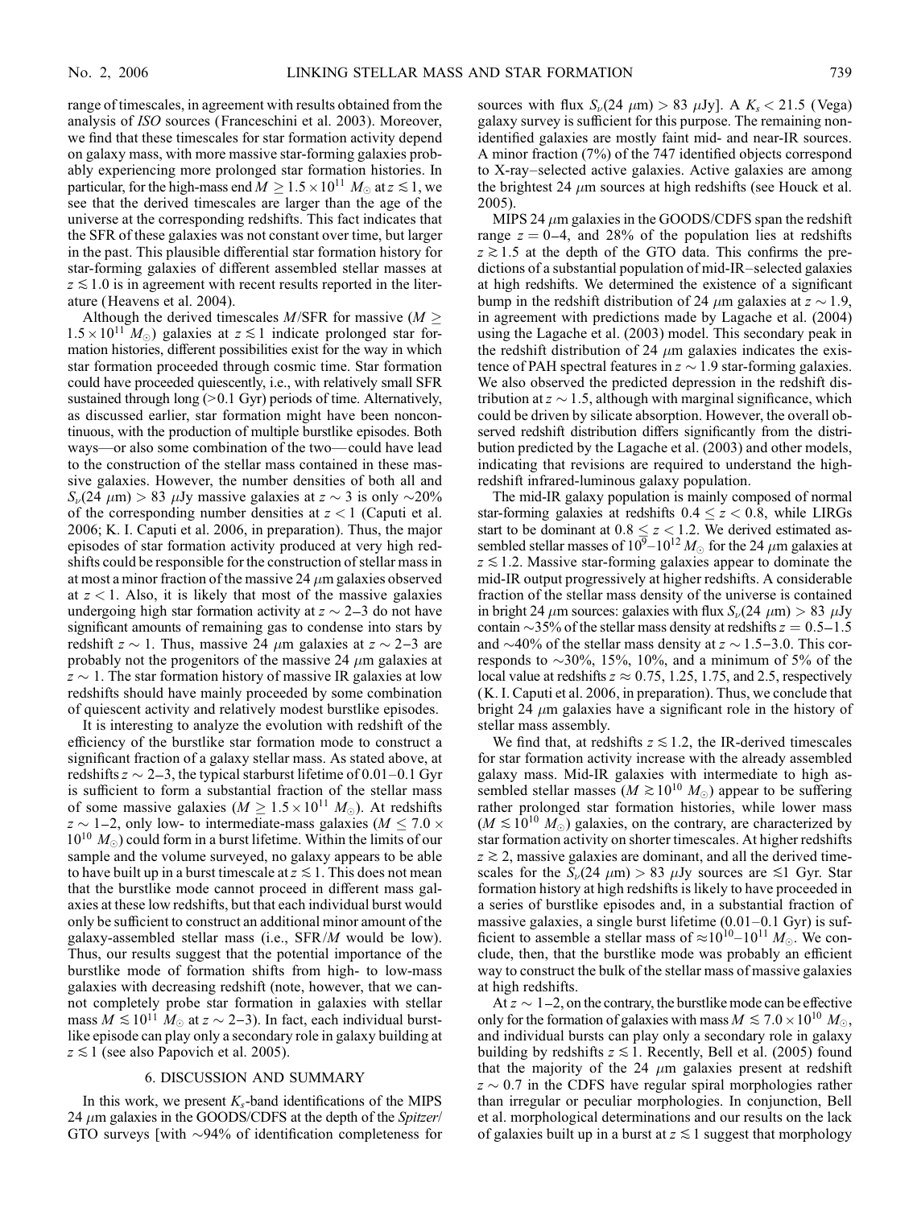range of timescales, in agreement with results obtained from the analysis of *ISO* sources (Franceschini et al. 2003). Moreover, we find that these timescales for star formation activity depend on galaxy mass, with more massive star-forming galaxies probably experiencing more prolonged star formation histories. In particular, for the high-mass end $M \geq 1.5 \times 10^{11}\ M_\odot$ at $z \lesssim 1$, we see that the derived timescales are larger than the age of the universe at the corresponding redshifts. This fact indicates that the SFR of these galaxies was not constant over time, but larger in the past. This plausible differential star formation history for star-forming galaxies of different assembled stellar masses at $z \lesssim 1.0$ is in agreement with recent results reported in the literature (Heavens et al. 2004).

Although the derived timescales $M$/SFR for massive ($M \geq 1.5 \times 10^{11}\ M_\odot$) galaxies at $z \lesssim 1$ indicate prolonged star formation histories, different possibilities exist for the way in which star formation proceeded through cosmic time. Star formation could have proceeded quiescently, i.e., with relatively small SFR sustained through long (>0.1 Gyr) periods of time. Alternatively, as discussed earlier, star formation might have been noncontinuous, with the production of multiple burstlike episodes. Both ways—or also some combination of the two—could have lead to the construction of the stellar mass contained in these massive galaxies. However, the number densities of both all and $S_\nu(24\ \mu\mathrm{m}) > 83\ \mu$Jy massive galaxies at $z \sim 3$ is only ~20% of the corresponding number densities at $z < 1$ (Caputi et al. 2006; K. I. Caputi et al. 2006, in preparation). Thus, the major episodes of star formation activity produced at very high redshifts could be responsible for the construction of stellar mass in at most a minor fraction of the massive 24 $\mu$m galaxies observed at $z < 1$. Also, it is likely that most of the massive galaxies undergoing high star formation activity at $z \sim 2$–3 do not have significant amounts of remaining gas to condense into stars by redshift $z \sim 1$. Thus, massive 24 $\mu$m galaxies at $z \sim 2$–3 are probably not the progenitors of the massive 24 $\mu$m galaxies at $z \sim 1$. The star formation history of massive IR galaxies at low redshifts should have mainly proceeded by some combination of quiescent activity and relatively modest burstlike episodes.

It is interesting to analyze the evolution with redshift of the efficiency of the burstlike star formation mode to construct a significant fraction of a galaxy stellar mass. As stated above, at redshifts $z \sim 2$–3, the typical starburst lifetime of 0.01–0.1 Gyr is sufficient to form a substantial fraction of the stellar mass of some massive galaxies ($M \geq 1.5 \times 10^{11}\ M_\odot$). At redshifts $z \sim 1$–2, only low- to intermediate-mass galaxies ($M \leq 7.0 \times 10^{10}\ M_\odot$) could form in a burst lifetime. Within the limits of our sample and the volume surveyed, no galaxy appears to be able to have built up in a burst timescale at $z \lesssim 1$. This does not mean that the burstlike mode cannot proceed in different mass galaxies at these low redshifts, but that each individual burst would only be sufficient to construct an additional minor amount of the galaxy-assembled stellar mass (i.e., SFR/$M$ would be low). Thus, our results suggest that the potential importance of the burstlike mode of formation shifts from high- to low-mass galaxies with decreasing redshift (note, however, that we cannot completely probe star formation in galaxies with stellar mass $M \lesssim 10^{11}\ M_\odot$ at $z \sim 2$–3). In fact, each individual burstlike episode can play only a secondary role in galaxy building at $z \lesssim 1$ (see also Papovich et al. 2005).

## 6. DISCUSSION AND SUMMARY

In this work, we present $K_s$-band identifications of the MIPS 24 $\mu$m galaxies in the GOODS/CDFS at the depth of the *Spitzer*/GTO surveys [with ~94% of identification completeness for sources with flux $S_\nu(24\ \mu\mathrm{m}) > 83\ \mu$Jy]. A $K_s < 21.5$ (Vega) galaxy survey is sufficient for this purpose. The remaining nonidentified galaxies are mostly faint mid- and near-IR sources. A minor fraction (7%) of the 747 identified objects correspond to X-ray–selected active galaxies. Active galaxies are among the brightest 24 $\mu$m sources at high redshifts (see Houck et al. 2005).

MIPS 24 $\mu$m galaxies in the GOODS/CDFS span the redshift range $z = 0$–4, and 28% of the population lies at redshifts $z \gtrsim 1.5$ at the depth of the GTO data. This confirms the predictions of a substantial population of mid-IR–selected galaxies at high redshifts. We determined the existence of a significant bump in the redshift distribution of 24 $\mu$m galaxies at $z \sim 1.9$, in agreement with predictions made by Lagache et al. (2004) using the Lagache et al. (2003) model. This secondary peak in the redshift distribution of 24 $\mu$m galaxies indicates the existence of PAH spectral features in $z \sim 1.9$ star-forming galaxies. We also observed the predicted depression in the redshift distribution at $z \sim 1.5$, although with marginal significance, which could be driven by silicate absorption. However, the overall observed redshift distribution differs significantly from the distribution predicted by the Lagache et al. (2003) and other models, indicating that revisions are required to understand the high-redshift infrared-luminous galaxy population.

The mid-IR galaxy population is mainly composed of normal star-forming galaxies at redshifts $0.4 \leq z < 0.8$, while LIRGs start to be dominant at $0.8 \leq z < 1.2$. We derived estimated assembled stellar masses of $10^9$–$10^{12}\ M_\odot$ for the 24 $\mu$m galaxies at $z \lesssim 1.2$. Massive star-forming galaxies appear to dominate the mid-IR output progressively at higher redshifts. A considerable fraction of the stellar mass density of the universe is contained in bright 24 $\mu$m sources: galaxies with flux $S_\nu(24\ \mu\mathrm{m}) > 83\ \mu$Jy contain ~35% of the stellar mass density at redshifts $z = 0.5$–1.5 and ~40% of the stellar mass density at $z \sim 1.5$–3.0. This corresponds to ~30%, 15%, 10%, and a minimum of 5% of the local value at redshifts $z \approx 0.75$, 1.25, 1.75, and 2.5, respectively (K. I. Caputi et al. 2006, in preparation). Thus, we conclude that bright 24 $\mu$m galaxies have a significant role in the history of stellar mass assembly.

We find that, at redshifts $z \lesssim 1.2$, the IR-derived timescales for star formation activity increase with the already assembled galaxy mass. Mid-IR galaxies with intermediate to high assembled stellar masses ($M \gtrsim 10^{10}\ M_\odot$) appear to be suffering rather prolonged star formation histories, while lower mass ($M \lesssim 10^{10}\ M_\odot$) galaxies, on the contrary, are characterized by star formation activity on shorter timescales. At higher redshifts $z \gtrsim 2$, massive galaxies are dominant, and all the derived timescales for the $S_\nu(24\ \mu\mathrm{m}) > 83\ \mu$Jy sources are $\lesssim$1 Gyr. Star formation history at high redshifts is likely to have proceeded in a series of burstlike episodes and, in a substantial fraction of massive galaxies, a single burst lifetime (0.01–0.1 Gyr) is sufficient to assemble a stellar mass of $\approx 10^{10}$–$10^{11}\ M_\odot$. We conclude, then, that the burstlike mode was probably an efficient way to construct the bulk of the stellar mass of massive galaxies at high redshifts.

At $z \sim 1$–2, on the contrary, the burstlike mode can be effective only for the formation of galaxies with mass $M \lesssim 7.0 \times 10^{10}\ M_\odot$, and individual bursts can play only a secondary role in galaxy building by redshifts $z \lesssim 1$. Recently, Bell et al. (2005) found that the majority of the 24 $\mu$m galaxies present at redshift $z \sim 0.7$ in the CDFS have regular spiral morphologies rather than irregular or peculiar morphologies. In conjunction, Bell et al. morphological determinations and our results on the lack of galaxies built up in a burst at $z \lesssim 1$ suggest that morphology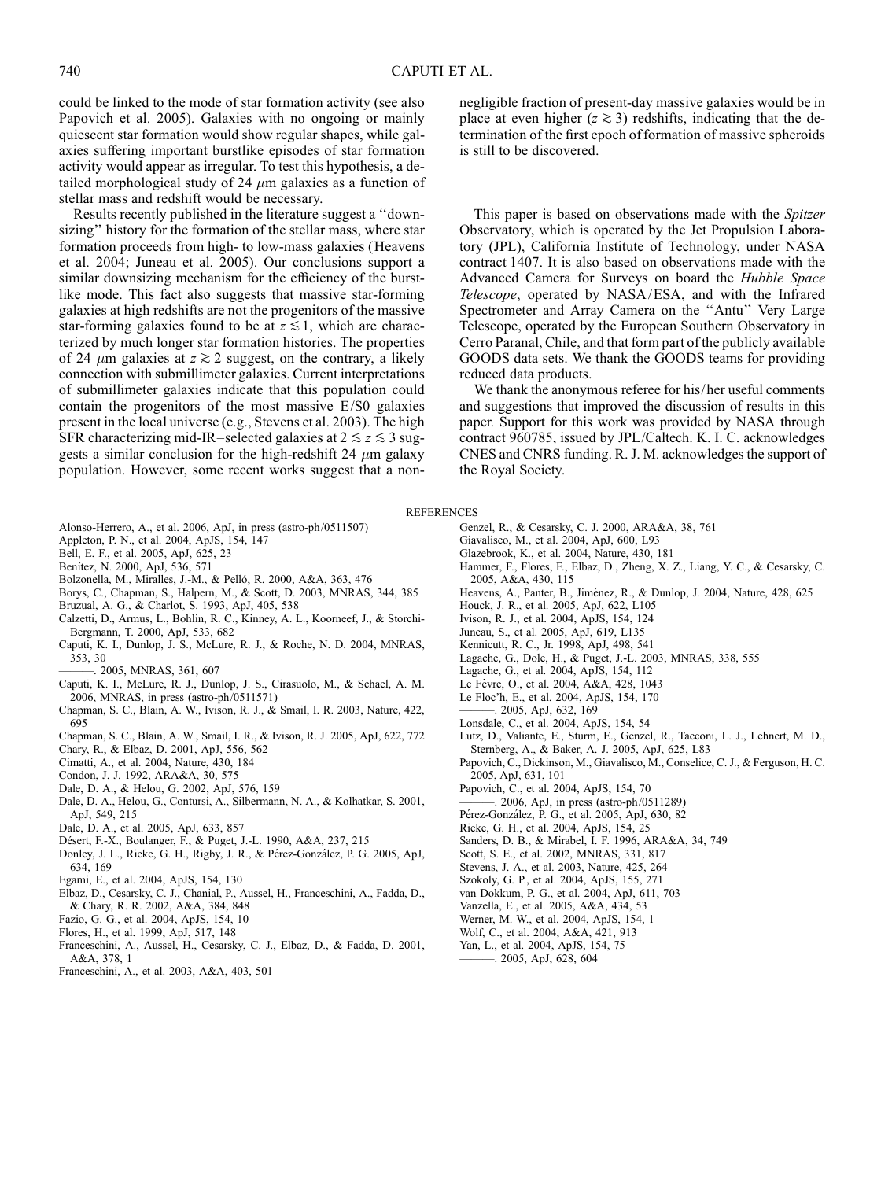could be linked to the mode of star formation activity (see also Papovich et al. 2005). Galaxies with no ongoing or mainly quiescent star formation would show regular shapes, while galaxies suffering important burstlike episodes of star formation activity would appear as irregular. To test this hypothesis, a detailed morphological study of 24 $\mu$m galaxies as a function of stellar mass and redshift would be necessary.

Results recently published in the literature suggest a ''downsizing'' history for the formation of the stellar mass, where star formation proceeds from high- to low-mass galaxies (Heavens et al. 2004; Juneau et al. 2005). Our conclusions support a similar downsizing mechanism for the efficiency of the burstlike mode. This fact also suggests that massive star-forming galaxies at high redshifts are not the progenitors of the massive star-forming galaxies found to be at $z \lesssim 1$, which are characterized by much longer star formation histories. The properties of 24 $\mu$m galaxies at $z \gtrsim 2$ suggest, on the contrary, a likely connection with submillimeter galaxies. Current interpretations of submillimeter galaxies indicate that this population could contain the progenitors of the most massive E/S0 galaxies present in the local universe (e.g., Stevens et al. 2003). The high SFR characterizing mid-IR–selected galaxies at $2 \lesssim z \lesssim 3$ suggests a similar conclusion for the high-redshift 24 $\mu$m galaxy population. However, some recent works suggest that a non-negligible fraction of present-day massive galaxies would be in place at even higher ($z \gtrsim 3$) redshifts, indicating that the determination of the first epoch of formation of massive spheroids is still to be discovered.

This paper is based on observations made with the *Spitzer* Observatory, which is operated by the Jet Propulsion Laboratory (JPL), California Institute of Technology, under NASA contract 1407. It is also based on observations made with the Advanced Camera for Surveys on board the *Hubble Space Telescope*, operated by NASA/ESA, and with the Infrared Spectrometer and Array Camera on the ''Antu'' Very Large Telescope, operated by the European Southern Observatory in Cerro Paranal, Chile, and that form part of the publicly available GOODS data sets. We thank the GOODS teams for providing reduced data products.

We thank the anonymous referee for his/her useful comments and suggestions that improved the discussion of results in this paper. Support for this work was provided by NASA through contract 960785, issued by JPL/Caltech. K. I. C. acknowledges CNES and CNRS funding. R. J. M. acknowledges the support of the Royal Society.

## REFERENCES

Alonso-Herrero, A., et al. 2006, ApJ, in press (astro-ph/0511507)
Appleton, P. N., et al. 2004, ApJS, 154, 147
Bell, E. F., et al. 2005, ApJ, 625, 23
Benítez, N. 2000, ApJ, 536, 571
Bolzonella, M., Miralles, J.-M., & Pelló, R. 2000, A&A, 363, 476
Borys, C., Chapman, S., Halpern, M., & Scott, D. 2003, MNRAS, 344, 385
Bruzual, A. G., & Charlot, S. 1993, ApJ, 405, 538
Calzetti, D., Armus, L., Bohlin, R. C., Kinney, A. L., Koorneef, J., & Storchi-Bergmann, T. 2000, ApJ, 533, 682
Caputi, K. I., Dunlop, J. S., McLure, R. J., & Roche, N. D. 2004, MNRAS, 353, 30
———. 2005, MNRAS, 361, 607
Caputi, K. I., McLure, R. J., Dunlop, J. S., Cirasuolo, M., & Schael, A. M. 2006, MNRAS, in press (astro-ph/0511571)
Chapman, S. C., Blain, A. W., Ivison, R. J., & Smail, I. R. 2003, Nature, 422, 695
Chapman, S. C., Blain, A. W., Smail, I. R., & Ivison, R. J. 2005, ApJ, 622, 772
Chary, R., & Elbaz, D. 2001, ApJ, 556, 562
Cimatti, A., et al. 2004, Nature, 430, 184
Condon, J. J. 1992, ARA&A, 30, 575
Dale, D. A., & Helou, G. 2002, ApJ, 576, 159
Dale, D. A., Helou, G., Contursi, A., Silbermann, N. A., & Kolhatkar, S. 2001, ApJ, 549, 215
Dale, D. A., et al. 2005, ApJ, 633, 857
Désert, F.-X., Boulanger, F., & Puget, J.-L. 1990, A&A, 237, 215
Donley, J. L., Rieke, G. H., Rigby, J. R., & Pérez-González, P. G. 2005, ApJ, 634, 169
Egami, E., et al. 2004, ApJS, 154, 130
Elbaz, D., Cesarsky, C. J., Chanial, P., Aussel, H., Franceschini, A., Fadda, D., & Chary, R. R. 2002, A&A, 384, 848
Fazio, G. G., et al. 2004, ApJS, 154, 10
Flores, H., et al. 1999, ApJ, 517, 148
Franceschini, A., Aussel, H., Cesarsky, C. J., Elbaz, D., & Fadda, D. 2001, A&A, 378, 1
Franceschini, A., et al. 2003, A&A, 403, 501
Genzel, R., & Cesarsky, C. J. 2000, ARA&A, 38, 761
Giavalisco, M., et al. 2004, ApJ, 600, L93
Glazebrook, K., et al. 2004, Nature, 430, 181
Hammer, F., Flores, F., Elbaz, D., Zheng, X. Z., Liang, Y. C., & Cesarsky, C. 2005, A&A, 430, 115
Heavens, A., Panter, B., Jiménez, R., & Dunlop, J. 2004, Nature, 428, 625
Houck, J. R., et al. 2005, ApJ, 622, L105
Ivison, R. J., et al. 2004, ApJS, 154, 124
Juneau, S., et al. 2005, ApJ, 619, L135
Kennicutt, R. C., Jr. 1998, ApJ, 498, 541
Lagache, G., Dole, H., & Puget, J.-L. 2003, MNRAS, 338, 555
Lagache, G., et al. 2004, ApJS, 154, 112
Le Fèvre, O., et al. 2004, A&A, 428, 1043
Le Floc'h, E., et al. 2004, ApJS, 154, 170
———. 2005, ApJ, 632, 169
Lonsdale, C., et al. 2004, ApJS, 154, 54
Lutz, D., Valiante, E., Sturm, E., Genzel, R., Tacconi, L. J., Lehnert, M. D., Sternberg, A., & Baker, A. J. 2005, ApJ, 625, L83
Papovich, C., Dickinson, M., Giavalisco, M., Conselice, C. J., & Ferguson, H. C. 2005, ApJ, 631, 101
Papovich, C., et al. 2004, ApJS, 154, 70
———. 2006, ApJ, in press (astro-ph/0511289)
Pérez-González, P. G., et al. 2005, ApJ, 630, 82
Rieke, G. H., et al. 2004, ApJS, 154, 25
Sanders, D. B., & Mirabel, I. F. 1996, ARA&A, 34, 749
Scott, S. E., et al. 2002, MNRAS, 331, 817
Stevens, J. A., et al. 2003, Nature, 425, 264
Szokoly, G. P., et al. 2004, ApJS, 155, 271
van Dokkum, P. G., et al. 2004, ApJ, 611, 703
Vanzella, E., et al. 2005, A&A, 434, 53
Werner, M. W., et al. 2004, ApJS, 154, 1
Wolf, C., et al. 2004, A&A, 421, 913
Yan, L., et al. 2004, ApJS, 154, 75
———. 2005, ApJ, 628, 604